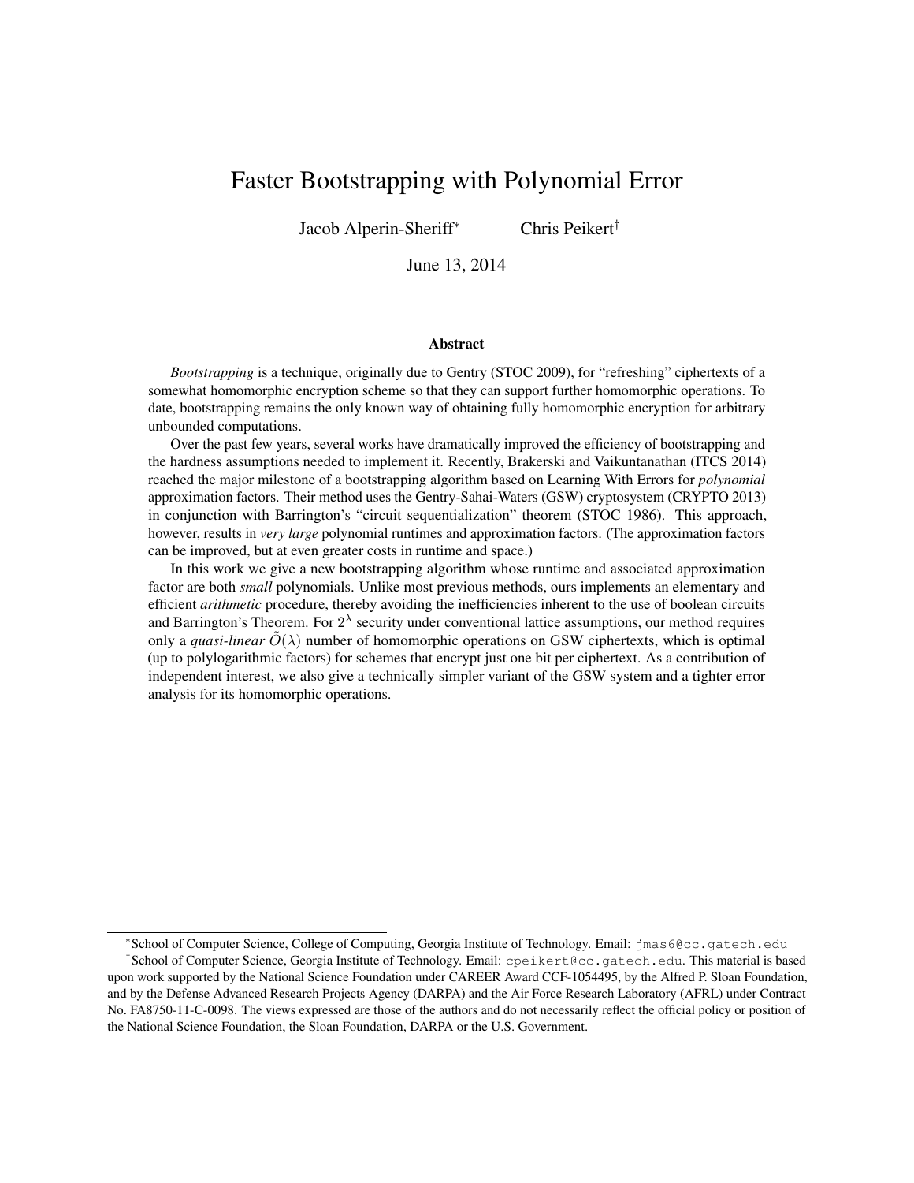# Faster Bootstrapping with Polynomial Error

Jacob Alperin-Sheriff[*] Chris Peikert[†]

June 13, 2014

## Abstract

*Bootstrapping* is a technique, originally due to Gentry (STOC 2009), for "refreshing" ciphertexts of a somewhat homomorphic encryption scheme so that they can support further homomorphic operations. To date, bootstrapping remains the only known way of obtaining fully homomorphic encryption for arbitrary unbounded computations.

Over the past few years, several works have dramatically improved the efficiency of bootstrapping and the hardness assumptions needed to implement it. Recently, Brakerski and Vaikuntanathan (ITCS 2014) reached the major milestone of a bootstrapping algorithm based on Learning With Errors for *polynomial* approximation factors. Their method uses the Gentry-Sahai-Waters (GSW) cryptosystem (CRYPTO 2013) in conjunction with Barrington's "circuit sequentialization" theorem (STOC 1986). This approach, however, results in *very large* polynomial runtimes and approximation factors. (The approximation factors can be improved, but at even greater costs in runtime and space.)

In this work we give a new bootstrapping algorithm whose runtime and associated approximation factor are both *small* polynomials. Unlike most previous methods, ours implements an elementary and efficient *arithmetic* procedure, thereby avoiding the inefficiencies inherent to the use of boolean circuits and Barrington's Theorem. For $2^\lambda$ security under conventional lattice assumptions, our method requires only a *quasi-linear* $\tilde{O}(\lambda)$ number of homomorphic operations on GSW ciphertexts, which is optimal (up to polylogarithmic factors) for schemes that encrypt just one bit per ciphertext. As a contribution of independent interest, we also give a technically simpler variant of the GSW system and a tighter error analysis for its homomorphic operations.

---

[*] School of Computer Science, College of Computing, Georgia Institute of Technology. Email: jmas6@cc.gatech.edu

[†] School of Computer Science, Georgia Institute of Technology. Email: cpeikert@cc.gatech.edu. This material is based upon work supported by the National Science Foundation under CAREER Award CCF-1054495, by the Alfred P. Sloan Foundation, and by the Defense Advanced Research Projects Agency (DARPA) and the Air Force Research Laboratory (AFRL) under Contract No. FA8750-11-C-0098. The views expressed are those of the authors and do not necessarily reflect the official policy or position of the National Science Foundation, the Sloan Foundation, DARPA or the U.S. Government.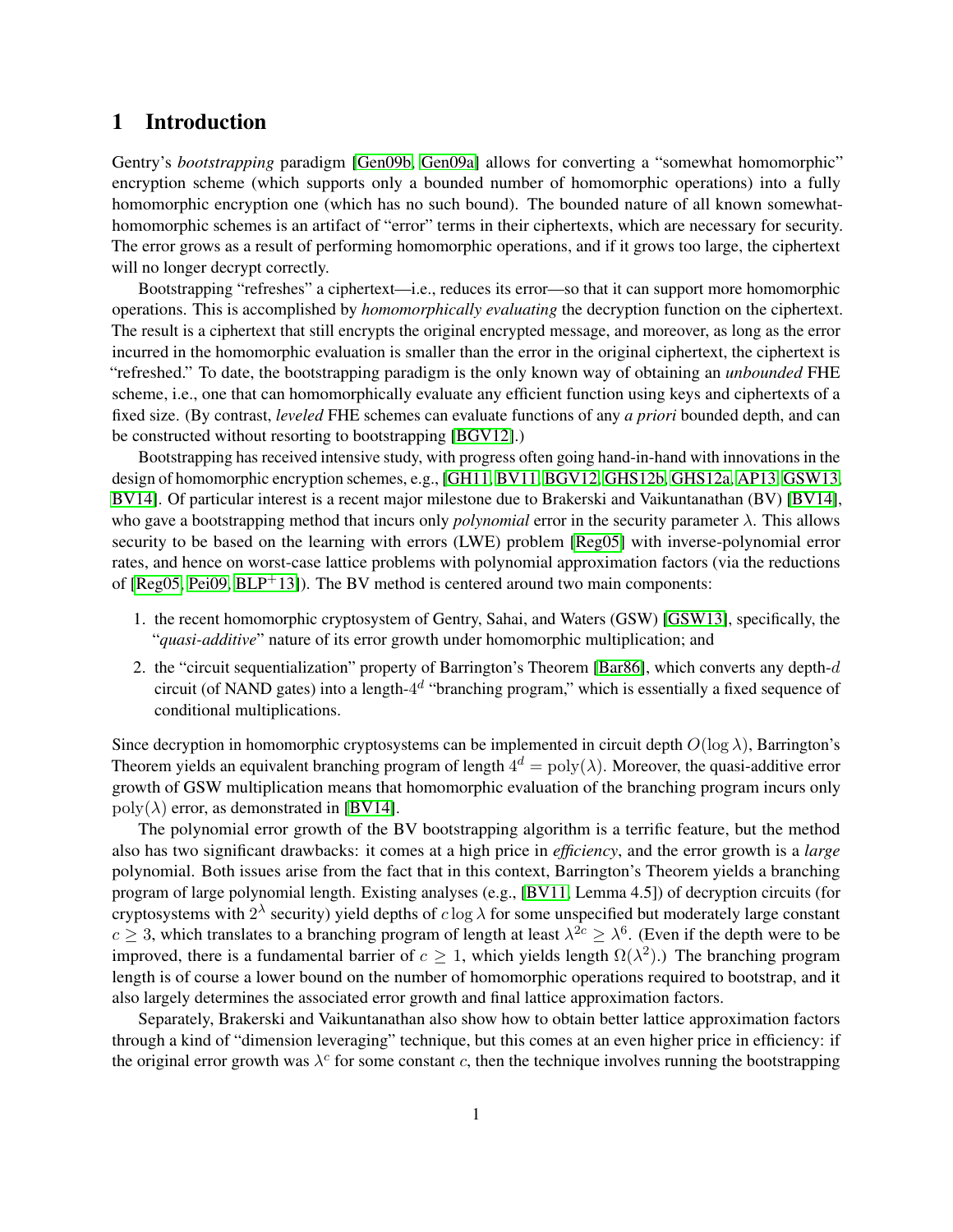# 1 Introduction

Gentry's *bootstrapping* paradigm [Gen09b, Gen09a] allows for converting a "somewhat homomorphic" encryption scheme (which supports only a bounded number of homomorphic operations) into a fully homomorphic encryption one (which has no such bound). The bounded nature of all known somewhat-homomorphic schemes is an artifact of "error" terms in their ciphertexts, which are necessary for security. The error grows as a result of performing homomorphic operations, and if it grows too large, the ciphertext will no longer decrypt correctly.

Bootstrapping "refreshes" a ciphertext—i.e., reduces its error—so that it can support more homomorphic operations. This is accomplished by *homomorphically evaluating* the decryption function on the ciphertext. The result is a ciphertext that still encrypts the original encrypted message, and moreover, as long as the error incurred in the homomorphic evaluation is smaller than the error in the original ciphertext, the ciphertext is "refreshed." To date, the bootstrapping paradigm is the only known way of obtaining an *unbounded* FHE scheme, i.e., one that can homomorphically evaluate any efficient function using keys and ciphertexts of a fixed size. (By contrast, *leveled* FHE schemes can evaluate functions of any *a priori* bounded depth, and can be constructed without resorting to bootstrapping [BGV12].)

Bootstrapping has received intensive study, with progress often going hand-in-hand with innovations in the design of homomorphic encryption schemes, e.g., [GH11, BV11, BGV12, GHS12b, GHS12a, AP13, GSW13, BV14]. Of particular interest is a recent major milestone due to Brakerski and Vaikuntanathan (BV) [BV14], who gave a bootstrapping method that incurs only *polynomial* error in the security parameter $\lambda$. This allows security to be based on the learning with errors (LWE) problem [Reg05] with inverse-polynomial error rates, and hence on worst-case lattice problems with polynomial approximation factors (via the reductions of [Reg05, Pei09, BLP+13]). The BV method is centered around two main components:

1. the recent homomorphic cryptosystem of Gentry, Sahai, and Waters (GSW) [GSW13], specifically, the "*quasi-additive*" nature of its error growth under homomorphic multiplication; and
2. the "circuit sequentialization" property of Barrington's Theorem [Bar86], which converts any depth-$d$ circuit (of NAND gates) into a length-$4^d$ "branching program," which is essentially a fixed sequence of conditional multiplications.

Since decryption in homomorphic cryptosystems can be implemented in circuit depth $O(\log \lambda)$, Barrington's Theorem yields an equivalent branching program of length $4^d = \mathrm{poly}(\lambda)$. Moreover, the quasi-additive error growth of GSW multiplication means that homomorphic evaluation of the branching program incurs only $\mathrm{poly}(\lambda)$ error, as demonstrated in [BV14].

The polynomial error growth of the BV bootstrapping algorithm is a terrific feature, but the method also has two significant drawbacks: it comes at a high price in *efficiency*, and the error growth is a *large* polynomial. Both issues arise from the fact that in this context, Barrington's Theorem yields a branching program of large polynomial length. Existing analyses (e.g., [BV11, Lemma 4.5]) of decryption circuits (for cryptosystems with $2^\lambda$ security) yield depths of $c \log \lambda$ for some unspecified but moderately large constant $c \geq 3$, which translates to a branching program of length at least $\lambda^{2c} \geq \lambda^6$. (Even if the depth were to be improved, there is a fundamental barrier of $c \geq 1$, which yields length $\Omega(\lambda^2)$.) The branching program length is of course a lower bound on the number of homomorphic operations required to bootstrap, and it also largely determines the associated error growth and final lattice approximation factors.

Separately, Brakerski and Vaikuntanathan also show how to obtain better lattice approximation factors through a kind of "dimension leveraging" technique, but this comes at an even higher price in efficiency: if the original error growth was $\lambda^c$ for some constant $c$, then the technique involves running the bootstrapping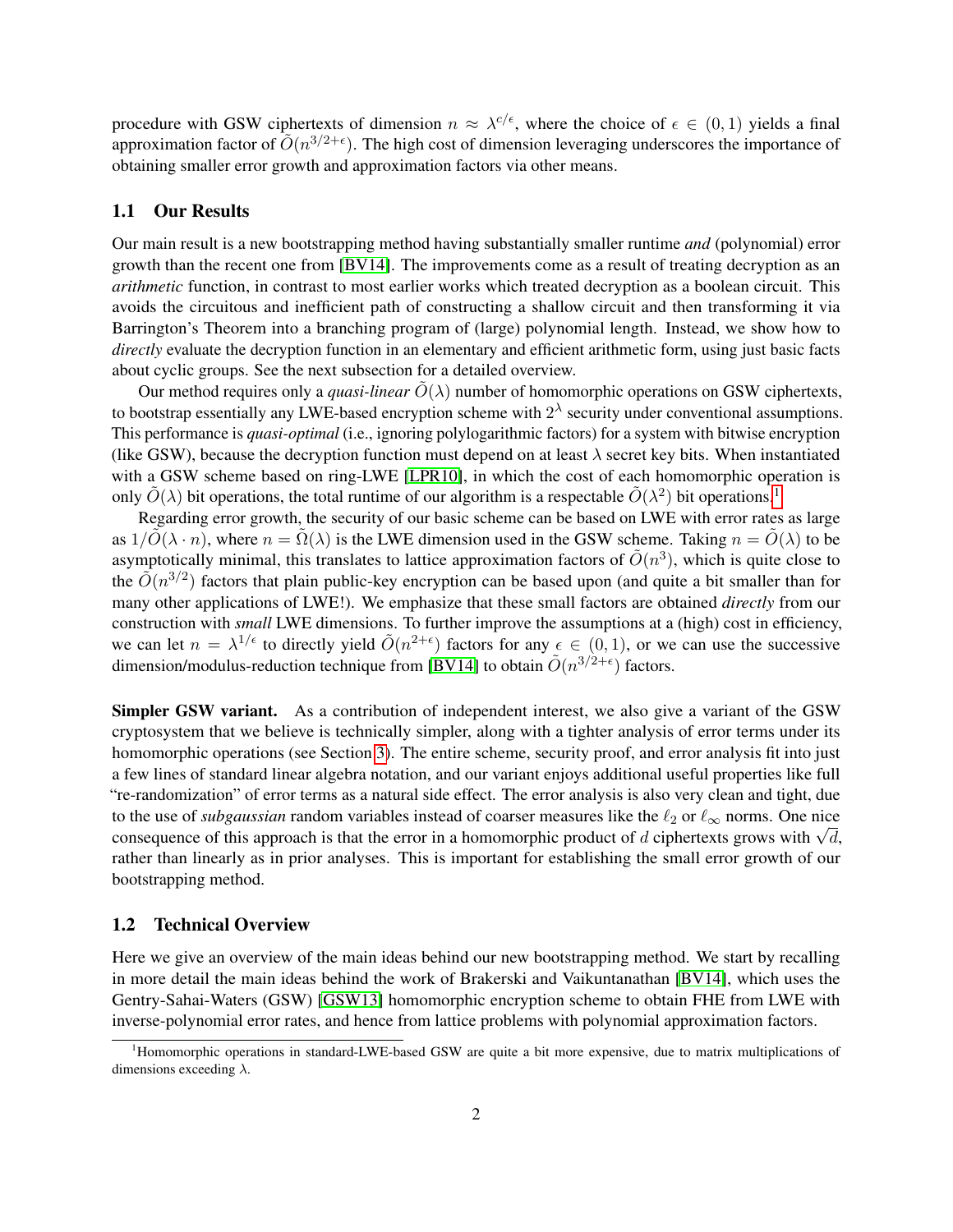procedure with GSW ciphertexts of dimension $n \approx \lambda^{c/\epsilon}$, where the choice of $\epsilon \in (0,1)$ yields a final approximation factor of $\tilde{O}(n^{3/2+\epsilon})$. The high cost of dimension leveraging underscores the importance of obtaining smaller error growth and approximation factors via other means.

## 1.1 Our Results

Our main result is a new bootstrapping method having substantially smaller runtime *and* (polynomial) error growth than the recent one from [BV14]. The improvements come as a result of treating decryption as an *arithmetic* function, in contrast to most earlier works which treated decryption as a boolean circuit. This avoids the circuitous and inefficient path of constructing a shallow circuit and then transforming it via Barrington's Theorem into a branching program of (large) polynomial length. Instead, we show how to *directly* evaluate the decryption function in an elementary and efficient arithmetic form, using just basic facts about cyclic groups. See the next subsection for a detailed overview.

Our method requires only a *quasi-linear* $\tilde{O}(\lambda)$ number of homomorphic operations on GSW ciphertexts, to bootstrap essentially any LWE-based encryption scheme with $2^\lambda$ security under conventional assumptions. This performance is *quasi-optimal* (i.e., ignoring polylogarithmic factors) for a system with bitwise encryption (like GSW), because the decryption function must depend on at least $\lambda$ secret key bits. When instantiated with a GSW scheme based on ring-LWE [LPR10], in which the cost of each homomorphic operation is only $\tilde{O}(\lambda)$ bit operations, the total runtime of our algorithm is a respectable $\tilde{O}(\lambda^2)$ bit operations.[1]

Regarding error growth, the security of our basic scheme can be based on LWE with error rates as large as $1/\tilde{O}(\lambda \cdot n)$, where $n = \tilde{\Omega}(\lambda)$ is the LWE dimension used in the GSW scheme. Taking $n = \tilde{O}(\lambda)$ to be asymptotically minimal, this translates to lattice approximation factors of $\tilde{O}(n^3)$, which is quite close to the $\tilde{O}(n^{3/2})$ factors that plain public-key encryption can be based upon (and quite a bit smaller than for many other applications of LWE!). We emphasize that these small factors are obtained *directly* from our construction with *small* LWE dimensions. To further improve the assumptions at a (high) cost in efficiency, we can let $n = \lambda^{1/\epsilon}$ to directly yield $\tilde{O}(n^{2+\epsilon})$ factors for any $\epsilon \in (0,1)$, or we can use the successive dimension/modulus-reduction technique from [BV14] to obtain $\tilde{O}(n^{3/2+\epsilon})$ factors.

**Simpler GSW variant.** As a contribution of independent interest, we also give a variant of the GSW cryptosystem that we believe is technically simpler, along with a tighter analysis of error terms under its homomorphic operations (see Section 3). The entire scheme, security proof, and error analysis fit into just a few lines of standard linear algebra notation, and our variant enjoys additional useful properties like full "re-randomization" of error terms as a natural side effect. The error analysis is also very clean and tight, due to the use of *subgaussian* random variables instead of coarser measures like the $\ell_2$ or $\ell_\infty$ norms. One nice consequence of this approach is that the error in a homomorphic product of $d$ ciphertexts grows with $\sqrt{d}$, rather than linearly as in prior analyses. This is important for establishing the small error growth of our bootstrapping method.

## 1.2 Technical Overview

Here we give an overview of the main ideas behind our new bootstrapping method. We start by recalling in more detail the main ideas behind the work of Brakerski and Vaikuntanathan [BV14], which uses the Gentry-Sahai-Waters (GSW) [GSW13] homomorphic encryption scheme to obtain FHE from LWE with inverse-polynomial error rates, and hence from lattice problems with polynomial approximation factors.

[1] Homomorphic operations in standard-LWE-based GSW are quite a bit more expensive, due to matrix multiplications of dimensions exceeding $\lambda$.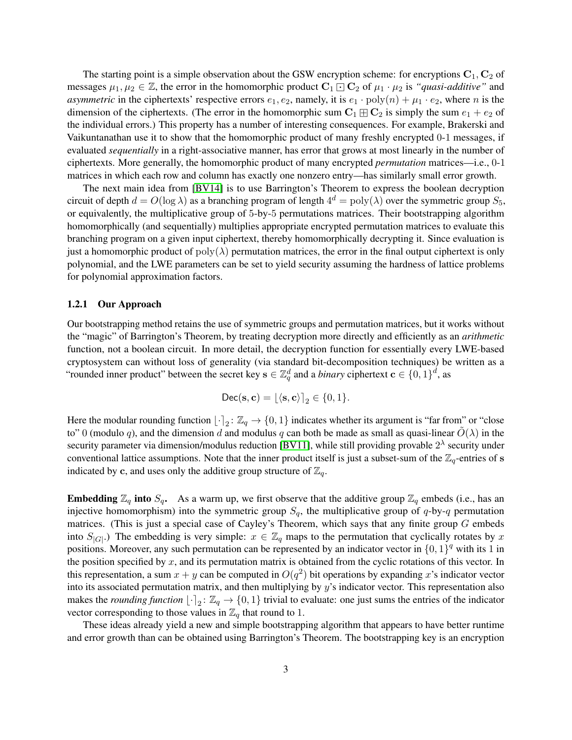The starting point is a simple observation about the GSW encryption scheme: for encryptions $\mathbf{C}_1, \mathbf{C}_2$ of messages $\mu_1, \mu_2 \in \mathbb{Z}$, the error in the homomorphic product $\mathbf{C}_1 \boxdot \mathbf{C}_2$ of $\mu_1 \cdot \mu_2$ is *"quasi-additive"* and *asymmetric* in the ciphertexts' respective errors $e_1, e_2$, namely, it is $e_1 \cdot \mathrm{poly}(n) + \mu_1 \cdot e_2$, where $n$ is the dimension of the ciphertexts. (The error in the homomorphic sum $\mathbf{C}_1 \boxplus \mathbf{C}_2$ is simply the sum $e_1 + e_2$ of the individual errors.) This property has a number of interesting consequences. For example, Brakerski and Vaikuntanathan use it to show that the homomorphic product of many freshly encrypted 0-1 messages, if evaluated *sequentially* in a right-associative manner, has error that grows at most linearly in the number of ciphertexts. More generally, the homomorphic product of many encrypted *permutation* matrices—i.e., 0-1 matrices in which each row and column has exactly one nonzero entry—has similarly small error growth.

The next main idea from [BV14] is to use Barrington's Theorem to express the boolean decryption circuit of depth $d = O(\log \lambda)$ as a branching program of length $4^d = \mathrm{poly}(\lambda)$ over the symmetric group $S_5$, or equivalently, the multiplicative group of 5-by-5 permutations matrices. Their bootstrapping algorithm homomorphically (and sequentially) multiplies appropriate encrypted permutation matrices to evaluate this branching program on a given input ciphertext, thereby homomorphically decrypting it. Since evaluation is just a homomorphic product of $\mathrm{poly}(\lambda)$ permutation matrices, the error in the final output ciphertext is only polynomial, and the LWE parameters can be set to yield security assuming the hardness of lattice problems for polynomial approximation factors.

### 1.2.1 Our Approach

Our bootstrapping method retains the use of symmetric groups and permutation matrices, but it works without the "magic" of Barrington's Theorem, by treating decryption more directly and efficiently as an *arithmetic* function, not a boolean circuit. In more detail, the decryption function for essentially every LWE-based cryptosystem can without loss of generality (via standard bit-decomposition techniques) be written as a "rounded inner product" between the secret key $\mathbf{s} \in \mathbb{Z}_q^d$ and a *binary* ciphertext $\mathbf{c} \in \{0,1\}^d$, as

$$\mathsf{Dec}(\mathbf{s}, \mathbf{c}) = \lfloor \langle \mathbf{s}, \mathbf{c} \rangle \rceil_2 \in \{0,1\}.$$

Here the modular rounding function $\lfloor \cdot \rceil_2 \colon \mathbb{Z}_q \to \{0,1\}$ indicates whether its argument is "far from" or "close to" 0 (modulo $q$), and the dimension $d$ and modulus $q$ can both be made as small as quasi-linear $\tilde{O}(\lambda)$ in the security parameter via dimension/modulus reduction [BV11], while still providing provable $2^\lambda$ security under conventional lattice assumptions. Note that the inner product itself is just a subset-sum of the $\mathbb{Z}_q$-entries of $\mathbf{s}$ indicated by $\mathbf{c}$, and uses only the additive group structure of $\mathbb{Z}_q$.

**Embedding $\mathbb{Z}_q$ into $S_q$.** As a warm up, we first observe that the additive group $\mathbb{Z}_q$ embeds (i.e., has an injective homomorphism) into the symmetric group $S_q$, the multiplicative group of $q$-by-$q$ permutation matrices. (This is just a special case of Cayley's Theorem, which says that any finite group $G$ embeds into $S_{|G|}$.) The embedding is very simple: $x \in \mathbb{Z}_q$ maps to the permutation that cyclically rotates by $x$ positions. Moreover, any such permutation can be represented by an indicator vector in $\{0,1\}^q$ with its 1 in the position specified by $x$, and its permutation matrix is obtained from the cyclic rotations of this vector. In this representation, a sum $x + y$ can be computed in $O(q^2)$ bit operations by expanding $x$'s indicator vector into its associated permutation matrix, and then multiplying by $y$'s indicator vector. This representation also makes the *rounding function* $\lfloor \cdot \rceil_2 \colon \mathbb{Z}_q \to \{0,1\}$ trivial to evaluate: one just sums the entries of the indicator vector corresponding to those values in $\mathbb{Z}_q$ that round to 1.

These ideas already yield a new and simple bootstrapping algorithm that appears to have better runtime and error growth than can be obtained using Barrington's Theorem. The bootstrapping key is an encryption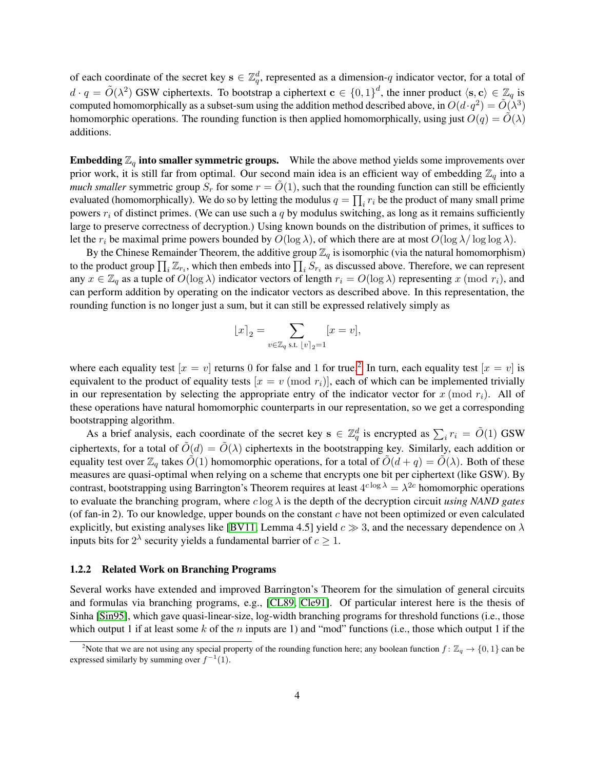of each coordinate of the secret key $\mathbf{s} \in \mathbb{Z}_q^d$, represented as a dimension-$q$ indicator vector, for a total of $d \cdot q = \tilde{O}(\lambda^2)$ GSW ciphertexts. To bootstrap a ciphertext $\mathbf{c} \in \{0,1\}^d$, the inner product $\langle \mathbf{s}, \mathbf{c} \rangle \in \mathbb{Z}_q$ is computed homomorphically as a subset-sum using the addition method described above, in $O(d \cdot q^2) = \tilde{O}(\lambda^3)$ homomorphic operations. The rounding function is then applied homomorphically, using just $O(q) = \tilde{O}(\lambda)$ additions.

**Embedding $\mathbb{Z}_q$ into smaller symmetric groups.** While the above method yields some improvements over prior work, it is still far from optimal. Our second main idea is an efficient way of embedding $\mathbb{Z}_q$ into a *much smaller* symmetric group $S_r$ for some $r = \tilde{O}(1)$, such that the rounding function can still be efficiently evaluated (homomorphically). We do so by letting the modulus $q = \prod_i r_i$ be the product of many small prime powers $r_i$ of distinct primes. (We can use such a $q$ by modulus switching, as long as it remains sufficiently large to preserve correctness of decryption.) Using known bounds on the distribution of primes, it suffices to let the $r_i$ be maximal prime powers bounded by $O(\log \lambda)$, of which there are at most $O(\log \lambda / \log \log \lambda)$.

By the Chinese Remainder Theorem, the additive group $\mathbb{Z}_q$ is isomorphic (via the natural homomorphism) to the product group $\prod_i \mathbb{Z}_{r_i}$, which then embeds into $\prod_i S_{r_i}$ as discussed above. Therefore, we can represent any $x \in \mathbb{Z}_q$ as a tuple of $O(\log \lambda)$ indicator vectors of length $r_i = O(\log \lambda)$ representing $x \pmod{r_i}$, and can perform addition by operating on the indicator vectors as described above. In this representation, the rounding function is no longer just a sum, but it can still be expressed relatively simply as

$$\lfloor x \rceil_2 = \sum_{v \in \mathbb{Z}_q \text{ s.t. } \lfloor v \rceil_2 = 1} [x = v],$$

where each equality test $[x = v]$ returns 0 for false and 1 for true.[2] In turn, each equality test $[x = v]$ is equivalent to the product of equality tests $[x = v \pmod{r_i}]$, each of which can be implemented trivially in our representation by selecting the appropriate entry of the indicator vector for $x \pmod{r_i}$. All of these operations have natural homomorphic counterparts in our representation, so we get a corresponding bootstrapping algorithm.

As a brief analysis, each coordinate of the secret key $\mathbf{s} \in \mathbb{Z}_q^d$ is encrypted as $\sum_i r_i = \tilde{O}(1)$ GSW ciphertexts, for a total of $\tilde{O}(d) = \tilde{O}(\lambda)$ ciphertexts in the bootstrapping key. Similarly, each addition or equality test over $\mathbb{Z}_q$ takes $\tilde{O}(1)$ homomorphic operations, for a total of $\tilde{O}(d + q) = \tilde{O}(\lambda)$. Both of these measures are quasi-optimal when relying on a scheme that encrypts one bit per ciphertext (like GSW). By contrast, bootstrapping using Barrington's Theorem requires at least $4^{c \log \lambda} = \lambda^{2c}$ homomorphic operations to evaluate the branching program, where $c \log \lambda$ is the depth of the decryption circuit *using NAND gates* (of fan-in 2). To our knowledge, upper bounds on the constant $c$ have not been optimized or even calculated explicitly, but existing analyses like [BV11, Lemma 4.5] yield $c \gg 3$, and the necessary dependence on $\lambda$ inputs bits for $2^\lambda$ security yields a fundamental barrier of $c \geq 1$.

### 1.2.2 Related Work on Branching Programs

Several works have extended and improved Barrington's Theorem for the simulation of general circuits and formulas via branching programs, e.g., [CL89, Cle91]. Of particular interest here is the thesis of Sinha [Sin95], which gave quasi-linear-size, log-width branching programs for threshold functions (i.e., those which output 1 if at least some $k$ of the $n$ inputs are 1) and "mod" functions (i.e., those which output 1 if the

---

[2] Note that we are not using any special property of the rounding function here; any boolean function $f \colon \mathbb{Z}_q \to \{0,1\}$ can be expressed similarly by summing over $f^{-1}(1)$.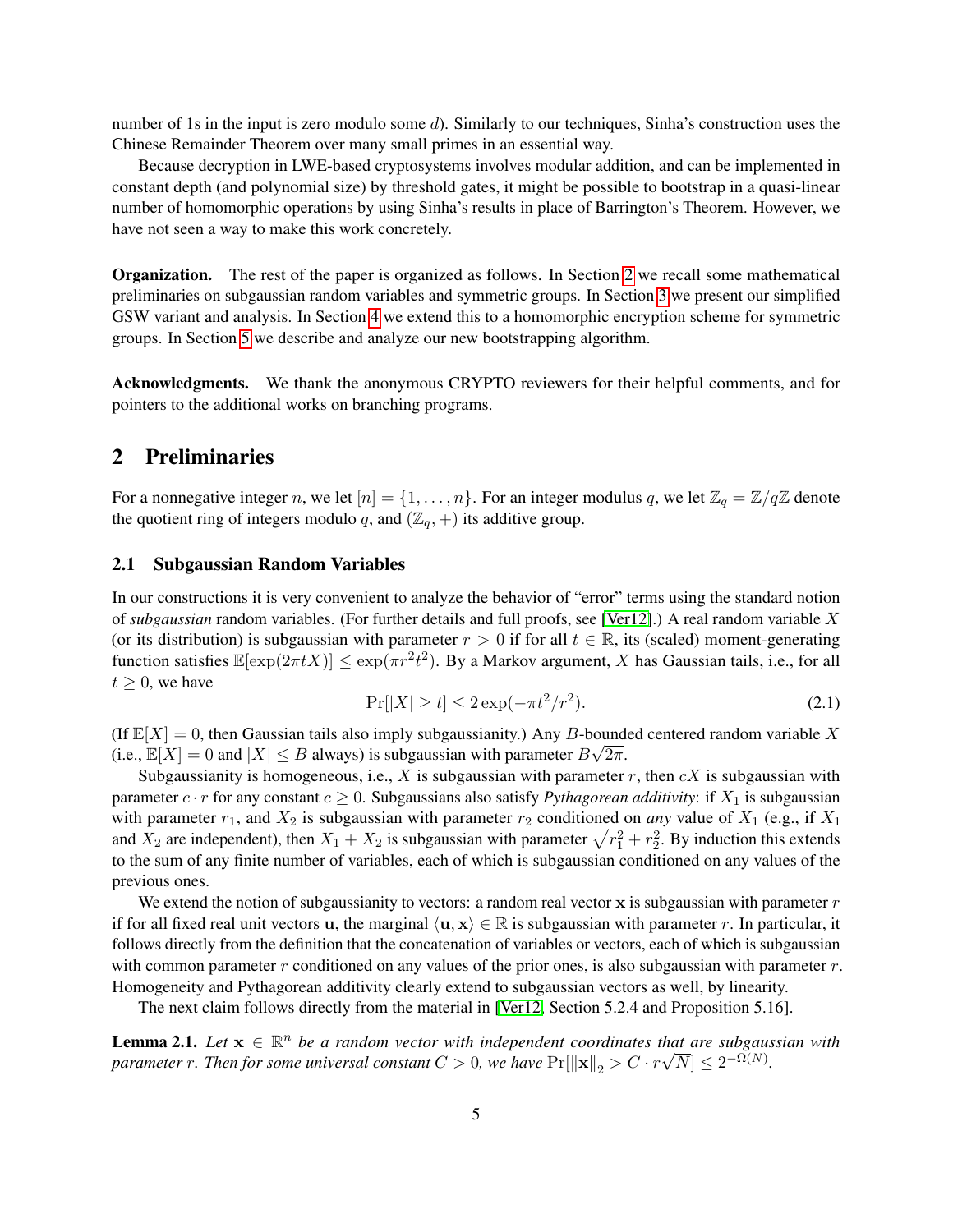number of 1s in the input is zero modulo some $d$). Similarly to our techniques, Sinha's construction uses the Chinese Remainder Theorem over many small primes in an essential way.

Because decryption in LWE-based cryptosystems involves modular addition, and can be implemented in constant depth (and polynomial size) by threshold gates, it might be possible to bootstrap in a quasi-linear number of homomorphic operations by using Sinha's results in place of Barrington's Theorem. However, we have not seen a way to make this work concretely.

**Organization.** The rest of the paper is organized as follows. In Section 2 we recall some mathematical preliminaries on subgaussian random variables and symmetric groups. In Section 3 we present our simplified GSW variant and analysis. In Section 4 we extend this to a homomorphic encryption scheme for symmetric groups. In Section 5 we describe and analyze our new bootstrapping algorithm.

**Acknowledgments.** We thank the anonymous CRYPTO reviewers for their helpful comments, and for pointers to the additional works on branching programs.

## 2 Preliminaries

For a nonnegative integer $n$, we let $[n] = \{1, \dots, n\}$. For an integer modulus $q$, we let $\mathbb{Z}_q = \mathbb{Z}/q\mathbb{Z}$ denote the quotient ring of integers modulo $q$, and $(\mathbb{Z}_q, +)$ its additive group.

### 2.1 Subgaussian Random Variables

In our constructions it is very convenient to analyze the behavior of "error" terms using the standard notion of *subgaussian* random variables. (For further details and full proofs, see [Ver12].) A real random variable $X$ (or its distribution) is subgaussian with parameter $r > 0$ if for all $t \in \mathbb{R}$, its (scaled) moment-generating function satisfies $\mathbb{E}[\exp(2\pi t X)] \le \exp(\pi r^2 t^2)$. By a Markov argument, $X$ has Gaussian tails, i.e., for all $t \ge 0$, we have

$$\Pr[|X| \ge t] \le 2\exp(-\pi t^2/r^2). \tag{2.1}$$

(If $\mathbb{E}[X] = 0$, then Gaussian tails also imply subgaussianity.) Any $B$-bounded centered random variable $X$ (i.e., $\mathbb{E}[X] = 0$ and $|X| \le B$ always) is subgaussian with parameter $B\sqrt{2\pi}$.

Subgaussianity is homogeneous, i.e., $X$ is subgaussian with parameter $r$, then $cX$ is subgaussian with parameter $c \cdot r$ for any constant $c \ge 0$. Subgaussians also satisfy *Pythagorean additivity*: if $X_1$ is subgaussian with parameter $r_1$, and $X_2$ is subgaussian with parameter $r_2$ conditioned on *any* value of $X_1$ (e.g., if $X_1$ and $X_2$ are independent), then $X_1 + X_2$ is subgaussian with parameter $\sqrt{r_1^2 + r_2^2}$. By induction this extends to the sum of any finite number of variables, each of which is subgaussian conditioned on any values of the previous ones.

We extend the notion of subgaussianity to vectors: a random real vector $\mathbf{x}$ is subgaussian with parameter $r$ if for all fixed real unit vectors $\mathbf{u}$, the marginal $\langle \mathbf{u}, \mathbf{x} \rangle \in \mathbb{R}$ is subgaussian with parameter $r$. In particular, it follows directly from the definition that the concatenation of variables or vectors, each of which is subgaussian with common parameter $r$ conditioned on any values of the prior ones, is also subgaussian with parameter $r$. Homogeneity and Pythagorean additivity clearly extend to subgaussian vectors as well, by linearity.

The next claim follows directly from the material in [Ver12, Section 5.2.4 and Proposition 5.16].

**Lemma 2.1.** *Let $\mathbf{x} \in \mathbb{R}^n$ be a random vector with independent coordinates that are subgaussian with parameter $r$. Then for some universal constant $C > 0$, we have $\Pr[\|\mathbf{x}\|_2 > C \cdot r\sqrt{N}] \le 2^{-\Omega(N)}$.*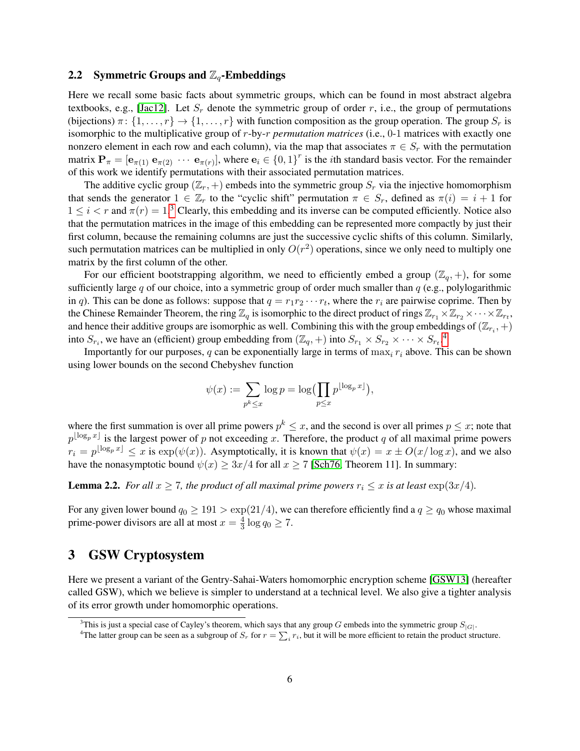## 2.2 Symmetric Groups and $\mathbb{Z}_q$-Embeddings

Here we recall some basic facts about symmetric groups, which can be found in most abstract algebra textbooks, e.g., [Jac12]. Let $S_r$ denote the symmetric group of order $r$, i.e., the group of permutations (bijections) $\pi \colon \{1, \ldots, r\} \to \{1, \ldots, r\}$ with function composition as the group operation. The group $S_r$ is isomorphic to the multiplicative group of $r$-by-$r$ *permutation matrices* (i.e., 0-1 matrices with exactly one nonzero element in each row and each column), via the map that associates $\pi \in S_r$ with the permutation matrix $\mathbf{P}_\pi = [\mathbf{e}_{\pi(1)}\ \mathbf{e}_{\pi(2)}\ \cdots\ \mathbf{e}_{\pi(r)}]$, where $\mathbf{e}_i \in \{0,1\}^r$ is the $i$th standard basis vector. For the remainder of this work we identify permutations with their associated permutation matrices.

The additive cyclic group $(\mathbb{Z}_r, +)$ embeds into the symmetric group $S_r$ via the injective homomorphism that sends the generator $1 \in \mathbb{Z}_r$ to the "cyclic shift" permutation $\pi \in S_r$, defined as $\pi(i) = i + 1$ for $1 \le i < r$ and $\pi(r) = 1$.[3] Clearly, this embedding and its inverse can be computed efficiently. Notice also that the permutation matrices in the image of this embedding can be represented more compactly by just their first column, because the remaining columns are just the successive cyclic shifts of this column. Similarly, such permutation matrices can be multiplied in only $O(r^2)$ operations, since we only need to multiply one matrix by the first column of the other.

For our efficient bootstrapping algorithm, we need to efficiently embed a group $(\mathbb{Z}_q, +)$, for some sufficiently large $q$ of our choice, into a symmetric group of order much smaller than $q$ (e.g., polylogarithmic in $q$). This can be done as follows: suppose that $q = r_1 r_2 \cdots r_t$, where the $r_i$ are pairwise coprime. Then by the Chinese Remainder Theorem, the ring $\mathbb{Z}_q$ is isomorphic to the direct product of rings $\mathbb{Z}_{r_1} \times \mathbb{Z}_{r_2} \times \cdots \times \mathbb{Z}_{r_t}$, and hence their additive groups are isomorphic as well. Combining this with the group embeddings of $(\mathbb{Z}_{r_i}, +)$ into $S_{r_i}$, we have an (efficient) group embedding from $(\mathbb{Z}_q, +)$ into $S_{r_1} \times S_{r_2} \times \cdots \times S_{r_t}$.[4]

Importantly for our purposes, $q$ can be exponentially large in terms of $\max_i r_i$ above. This can be shown using lower bounds on the second Chebyshev function

$$\psi(x) := \sum_{p^k \le x} \log p = \log\Big(\prod_{p \le x} p^{\lfloor \log_p x \rfloor}\Big),$$

where the first summation is over all prime powers $p^k \le x$, and the second is over all primes $p \le x$; note that $p^{\lfloor \log_p x \rfloor}$ is the largest power of $p$ not exceeding $x$. Therefore, the product $q$ of all maximal prime powers $r_i = p^{\lfloor \log_p x \rfloor} \le x$ is $\exp(\psi(x))$. Asymptotically, it is known that $\psi(x) = x \pm O(x/\log x)$, and we also have the nonasymptotic bound $\psi(x) \ge 3x/4$ for all $x \ge 7$ [Sch76, Theorem 11]. In summary:

**Lemma 2.2.** *For all $x \ge 7$, the product of all maximal prime powers $r_i \le x$ is at least $\exp(3x/4)$.*

For any given lower bound $q_0 \ge 191 > \exp(21/4)$, we can therefore efficiently find a $q \ge q_0$ whose maximal prime-power divisors are all at most $x = \frac{4}{3} \log q_0 \ge 7$.

# 3 GSW Cryptosystem

Here we present a variant of the Gentry-Sahai-Waters homomorphic encryption scheme [GSW13] (hereafter called GSW), which we believe is simpler to understand at a technical level. We also give a tighter analysis of its error growth under homomorphic operations.

[3] This is just a special case of Cayley's theorem, which says that any group $G$ embeds into the symmetric group $S_{|G|}$.

[4] The latter group can be seen as a subgroup of $S_r$ for $r = \sum_i r_i$, but it will be more efficient to retain the product structure.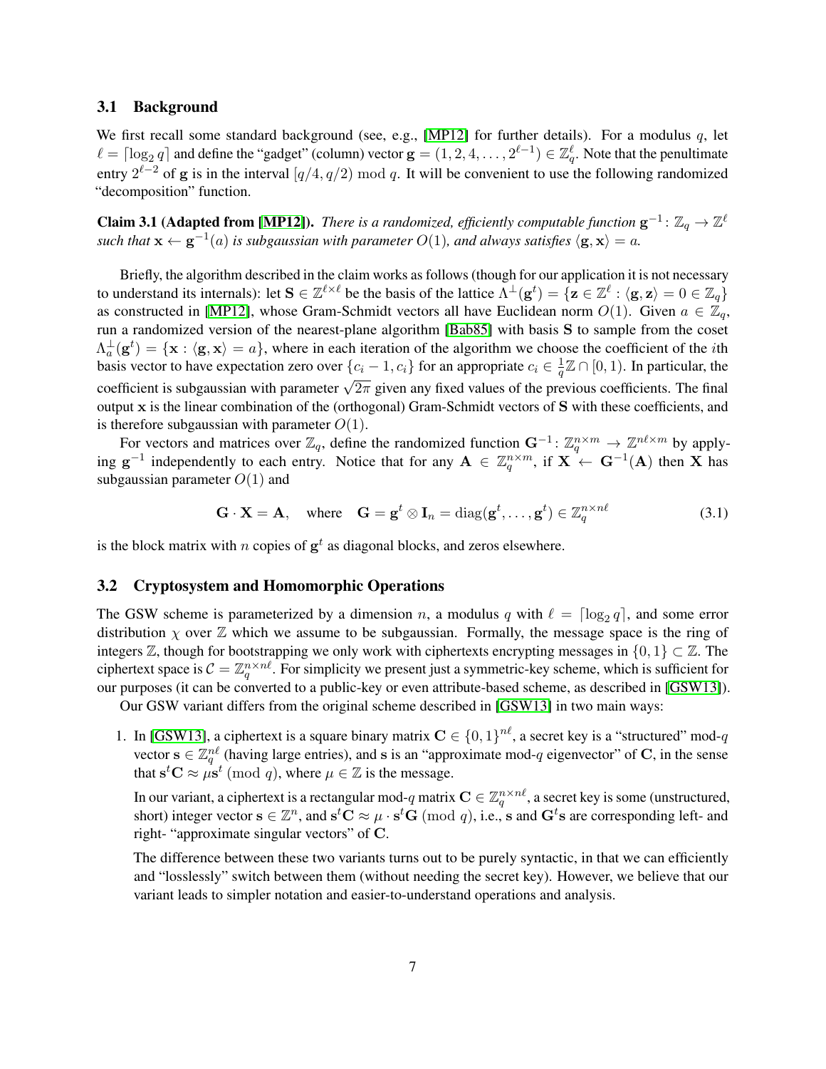### 3.1 Background

We first recall some standard background (see, e.g., [MP12] for further details). For a modulus $q$, let $\ell = \lceil \log_2 q \rceil$ and define the "gadget" (column) vector $\mathbf{g} = (1, 2, 4, \ldots, 2^{\ell-1}) \in \mathbb{Z}_q^\ell$. Note that the penultimate entry $2^{\ell-2}$ of $\mathbf{g}$ is in the interval $[q/4, q/2) \bmod q$. It will be convenient to use the following randomized "decomposition" function.

**Claim 3.1 (Adapted from [MP12]).** *There is a randomized, efficiently computable function $\mathbf{g}^{-1} \colon \mathbb{Z}_q \to \mathbb{Z}^\ell$ such that $\mathbf{x} \leftarrow \mathbf{g}^{-1}(a)$ is subgaussian with parameter $O(1)$, and always satisfies $\langle \mathbf{g}, \mathbf{x} \rangle = a$.*

Briefly, the algorithm described in the claim works as follows (though for our application it is not necessary to understand its internals): let $\mathbf{S} \in \mathbb{Z}^{\ell \times \ell}$ be the basis of the lattice $\Lambda^\perp(\mathbf{g}^t) = \{\mathbf{z} \in \mathbb{Z}^\ell : \langle \mathbf{g}, \mathbf{z} \rangle = 0 \in \mathbb{Z}_q\}$ as constructed in [MP12], whose Gram-Schmidt vectors all have Euclidean norm $O(1)$. Given $a \in \mathbb{Z}_q$, run a randomized version of the nearest-plane algorithm [Bab85] with basis $\mathbf{S}$ to sample from the coset $\Lambda_a^\perp(\mathbf{g}^t) = \{\mathbf{x} : \langle \mathbf{g}, \mathbf{x} \rangle = a\}$, where in each iteration of the algorithm we choose the coefficient of the $i$th basis vector to have expectation zero over $\{c_i - 1, c_i\}$ for an appropriate $c_i \in \frac{1}{q}\mathbb{Z} \cap [0, 1)$. In particular, the coefficient is subgaussian with parameter $\sqrt{2\pi}$ given any fixed values of the previous coefficients. The final output $\mathbf{x}$ is the linear combination of the (orthogonal) Gram-Schmidt vectors of $\mathbf{S}$ with these coefficients, and is therefore subgaussian with parameter $O(1)$.

For vectors and matrices over $\mathbb{Z}_q$, define the randomized function $\mathbf{G}^{-1} \colon \mathbb{Z}_q^{n \times m} \to \mathbb{Z}^{n\ell \times m}$ by applying $\mathbf{g}^{-1}$ independently to each entry. Notice that for any $\mathbf{A} \in \mathbb{Z}_q^{n \times m}$, if $\mathbf{X} \leftarrow \mathbf{G}^{-1}(\mathbf{A})$ then $\mathbf{X}$ has subgaussian parameter $O(1)$ and

$$\mathbf{G} \cdot \mathbf{X} = \mathbf{A}, \quad \text{where} \quad \mathbf{G} = \mathbf{g}^t \otimes \mathbf{I}_n = \operatorname{diag}(\mathbf{g}^t, \ldots, \mathbf{g}^t) \in \mathbb{Z}_q^{n \times n\ell} \tag{3.1}$$

is the block matrix with $n$ copies of $\mathbf{g}^t$ as diagonal blocks, and zeros elsewhere.

### 3.2 Cryptosystem and Homomorphic Operations

The GSW scheme is parameterized by a dimension $n$, a modulus $q$ with $\ell = \lceil \log_2 q \rceil$, and some error distribution $\chi$ over $\mathbb{Z}$ which we assume to be subgaussian. Formally, the message space is the ring of integers $\mathbb{Z}$, though for bootstrapping we only work with ciphertexts encrypting messages in $\{0, 1\} \subset \mathbb{Z}$. The ciphertext space is $\mathcal{C} = \mathbb{Z}_q^{n \times n\ell}$. For simplicity we present just a symmetric-key scheme, which is sufficient for our purposes (it can be converted to a public-key or even attribute-based scheme, as described in [GSW13]).

Our GSW variant differs from the original scheme described in [GSW13] in two main ways:

1. In [GSW13], a ciphertext is a square binary matrix $\mathbf{C} \in \{0, 1\}^{n\ell}$, a secret key is a "structured" mod-$q$ vector $\mathbf{s} \in \mathbb{Z}_q^{n\ell}$ (having large entries), and $\mathbf{s}$ is an "approximate mod-$q$ eigenvector" of $\mathbf{C}$, in the sense that $\mathbf{s}^t \mathbf{C} \approx \mu \mathbf{s}^t \pmod{q}$, where $\mu \in \mathbb{Z}$ is the message.

   In our variant, a ciphertext is a rectangular mod-$q$ matrix $\mathbf{C} \in \mathbb{Z}_q^{n \times n\ell}$, a secret key is some (unstructured, short) integer vector $\mathbf{s} \in \mathbb{Z}^n$, and $\mathbf{s}^t \mathbf{C} \approx \mu \cdot \mathbf{s}^t \mathbf{G} \pmod{q}$, i.e., $\mathbf{s}$ and $\mathbf{G}^t \mathbf{s}$ are corresponding left- and right- "approximate singular vectors" of $\mathbf{C}$.

   The difference between these two variants turns out to be purely syntactic, in that we can efficiently and "losslessly" switch between them (without needing the secret key). However, we believe that our variant leads to simpler notation and easier-to-understand operations and analysis.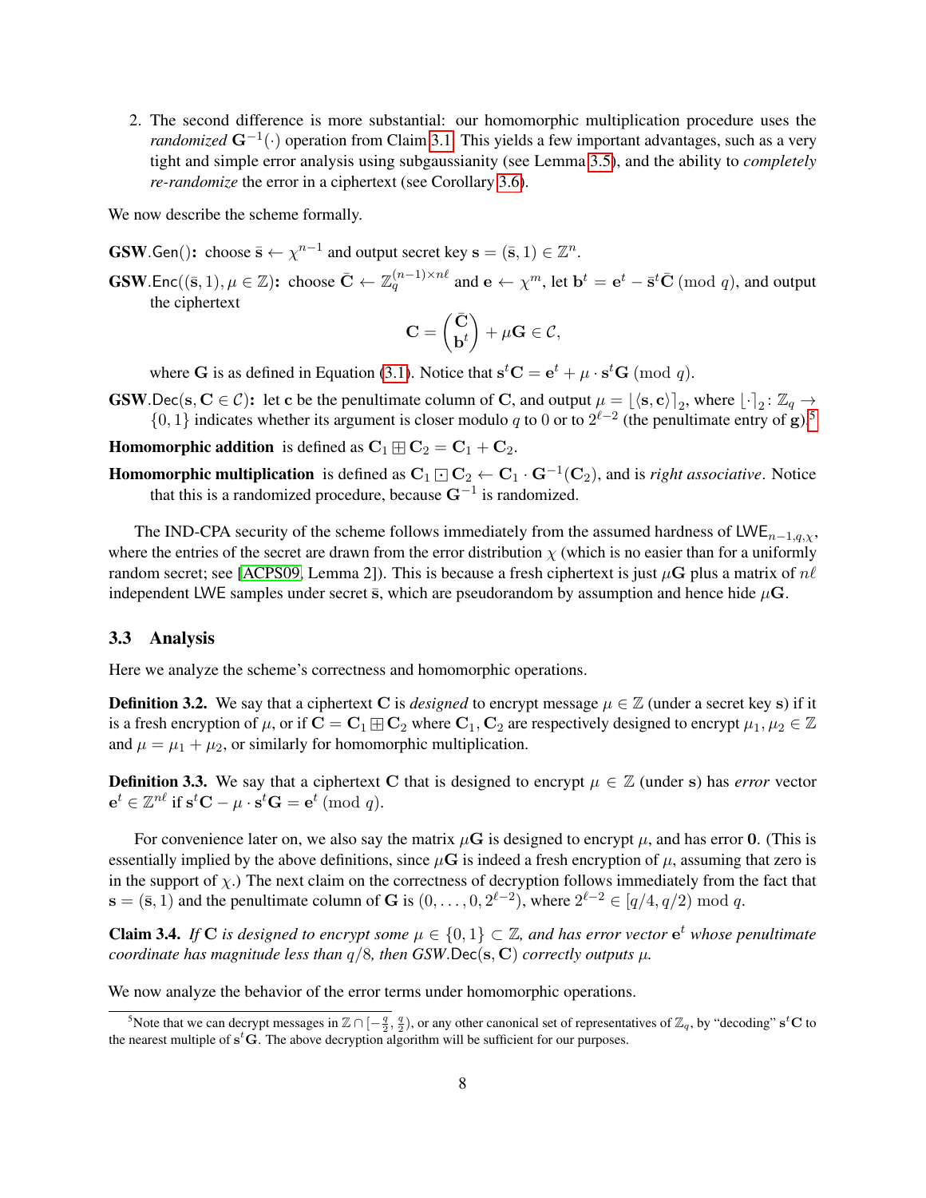2. The second difference is more substantial: our homomorphic multiplication procedure uses the *randomized* $\mathbf{G}^{-1}(\cdot)$ operation from Claim 3.1. This yields a few important advantages, such as a very tight and simple error analysis using subgaussianity (see Lemma 3.5), and the ability to *completely re-randomize* the error in a ciphertext (see Corollary 3.6).

We now describe the scheme formally.

**GSW**.$\mathsf{Gen}()$**:** choose $\bar{\mathbf{s}} \leftarrow \chi^{n-1}$ and output secret key $\mathbf{s} = (\bar{\mathbf{s}}, 1) \in \mathbb{Z}^n$.

**GSW**.$\mathsf{Enc}((\bar{\mathbf{s}}, 1), \mu \in \mathbb{Z})$**:** choose $\bar{\mathbf{C}} \leftarrow \mathbb{Z}_q^{(n-1)\times n\ell}$ and $\mathbf{e} \leftarrow \chi^m$, let $\mathbf{b}^t = \mathbf{e}^t - \bar{\mathbf{s}}^t\bar{\mathbf{C}} \pmod q$, and output the ciphertext

$$\mathbf{C} = \begin{pmatrix} \bar{\mathbf{C}} \\ \mathbf{b}^t \end{pmatrix} + \mu\mathbf{G} \in \mathcal{C},$$

where $\mathbf{G}$ is as defined in Equation (3.1). Notice that $\mathbf{s}^t\mathbf{C} = \mathbf{e}^t + \mu \cdot \mathbf{s}^t\mathbf{G} \pmod q$.

**GSW**.$\mathsf{Dec}(\mathbf{s}, \mathbf{C} \in \mathcal{C})$**:** let $\mathbf{c}$ be the penultimate column of $\mathbf{C}$, and output $\mu = \lfloor \langle \mathbf{s}, \mathbf{c} \rangle \rceil_2$, where $\lfloor \cdot \rceil_2 \colon \mathbb{Z}_q \to \{0, 1\}$ indicates whether its argument is closer modulo $q$ to 0 or to $2^{\ell-2}$ (the penultimate entry of $\mathbf{g}$).[5]

**Homomorphic addition** is defined as $\mathbf{C}_1 \boxplus \mathbf{C}_2 = \mathbf{C}_1 + \mathbf{C}_2$.

**Homomorphic multiplication** is defined as $\mathbf{C}_1 \boxdot \mathbf{C}_2 \leftarrow \mathbf{C}_1 \cdot \mathbf{G}^{-1}(\mathbf{C}_2)$, and is *right associative*. Notice that this is a randomized procedure, because $\mathbf{G}^{-1}$ is randomized.

The IND-CPA security of the scheme follows immediately from the assumed hardness of $\mathsf{LWE}_{n-1,q,\chi}$, where the entries of the secret are drawn from the error distribution $\chi$ (which is no easier than for a uniformly random secret; see [ACPS09, Lemma 2]). This is because a fresh ciphertext is just $\mu\mathbf{G}$ plus a matrix of $n\ell$ independent LWE samples under secret $\bar{\mathbf{s}}$, which are pseudorandom by assumption and hence hide $\mu\mathbf{G}$.

### 3.3 Analysis

Here we analyze the scheme's correctness and homomorphic operations.

**Definition 3.2.** We say that a ciphertext $\mathbf{C}$ is *designed* to encrypt message $\mu \in \mathbb{Z}$ (under a secret key $\mathbf{s}$) if it is a fresh encryption of $\mu$, or if $\mathbf{C} = \mathbf{C}_1 \boxplus \mathbf{C}_2$ where $\mathbf{C}_1, \mathbf{C}_2$ are respectively designed to encrypt $\mu_1, \mu_2 \in \mathbb{Z}$ and $\mu = \mu_1 + \mu_2$, or similarly for homomorphic multiplication.

**Definition 3.3.** We say that a ciphertext $\mathbf{C}$ that is designed to encrypt $\mu \in \mathbb{Z}$ (under $\mathbf{s}$) has *error* vector $\mathbf{e}^t \in \mathbb{Z}^{n\ell}$ if $\mathbf{s}^t\mathbf{C} - \mu \cdot \mathbf{s}^t\mathbf{G} = \mathbf{e}^t \pmod q$.

For convenience later on, we also say the matrix $\mu\mathbf{G}$ is designed to encrypt $\mu$, and has error $\mathbf{0}$. (This is essentially implied by the above definitions, since $\mu\mathbf{G}$ is indeed a fresh encryption of $\mu$, assuming that zero is in the support of $\chi$.) The next claim on the correctness of decryption follows immediately from the fact that $\mathbf{s} = (\bar{\mathbf{s}}, 1)$ and the penultimate column of $\mathbf{G}$ is $(0, \ldots, 0, 2^{\ell-2})$, where $2^{\ell-2} \in [q/4, q/2) \bmod q$.

**Claim 3.4.** *If $\mathbf{C}$ is designed to encrypt some $\mu \in \{0, 1\} \subset \mathbb{Z}$, and has error vector $\mathbf{e}^t$ whose penultimate coordinate has magnitude less than $q/8$, then GSW.$\mathsf{Dec}(\mathbf{s}, \mathbf{C})$ correctly outputs $\mu$.*

We now analyze the behavior of the error terms under homomorphic operations.

[5] Note that we can decrypt messages in $\mathbb{Z} \cap [-\frac{q}{2}, \frac{q}{2})$, or any other canonical set of representatives of $\mathbb{Z}_q$, by "decoding" $\mathbf{s}^t\mathbf{C}$ to the nearest multiple of $\mathbf{s}^t\mathbf{G}$. The above decryption algorithm will be sufficient for our purposes.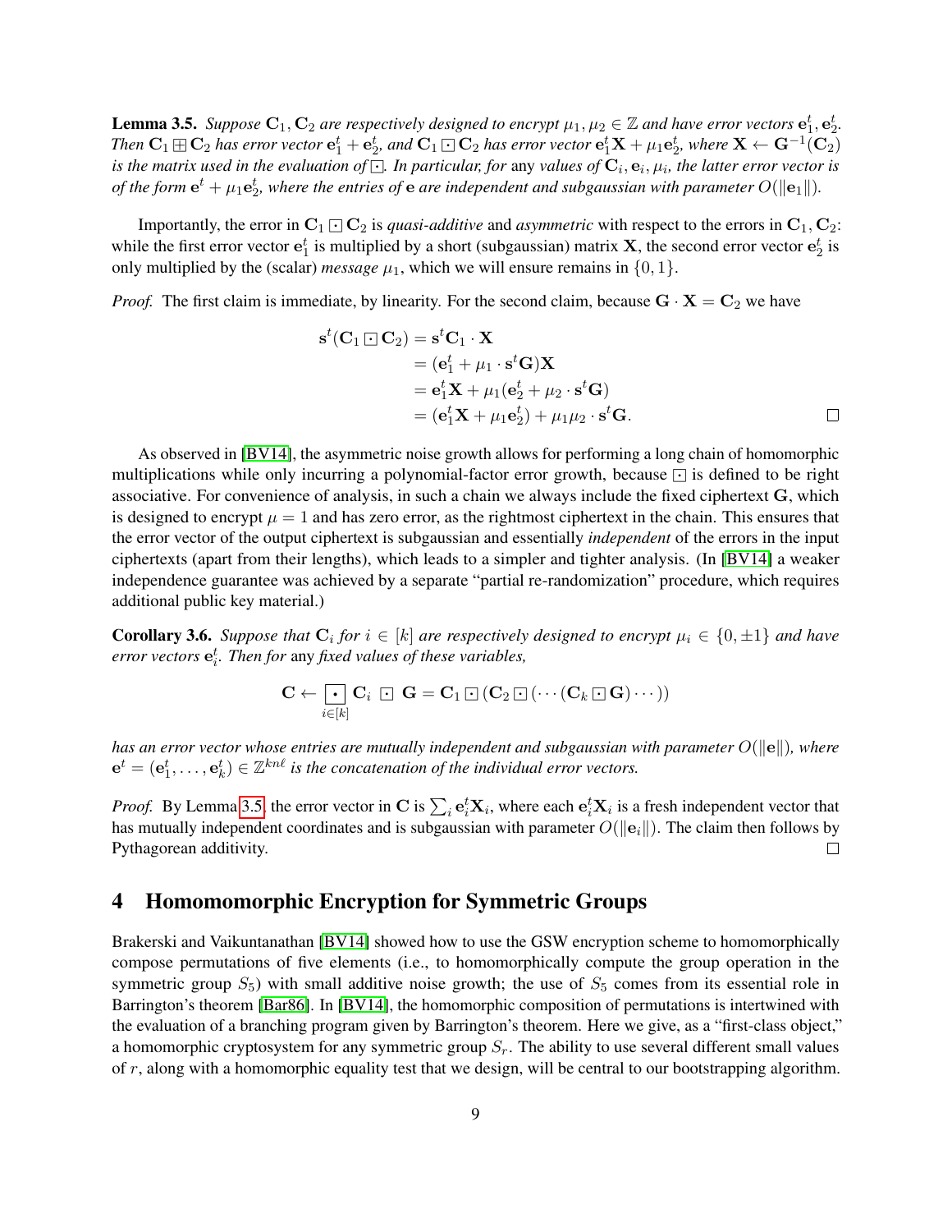**Lemma 3.5.** *Suppose $\mathbf{C}_1, \mathbf{C}_2$ are respectively designed to encrypt $\mu_1, \mu_2 \in \mathbb{Z}$ and have error vectors $\mathbf{e}_1^t, \mathbf{e}_2^t$. Then $\mathbf{C}_1 \boxplus \mathbf{C}_2$ has error vector $\mathbf{e}_1^t + \mathbf{e}_2^t$, and $\mathbf{C}_1 \boxdot \mathbf{C}_2$ has error vector $\mathbf{e}_1^t \mathbf{X} + \mu_1 \mathbf{e}_2^t$, where $\mathbf{X} \leftarrow \mathbf{G}^{-1}(\mathbf{C}_2)$ is the matrix used in the evaluation of $\boxdot$. In particular, for* any *values of $\mathbf{C}_i, \mathbf{e}_i, \mu_i$, the latter error vector is of the form $\mathbf{e}^t + \mu_1 \mathbf{e}_2^t$, where the entries of $\mathbf{e}$ are independent and subgaussian with parameter $O(\|\mathbf{e}_1\|)$.*

Importantly, the error in $\mathbf{C}_1 \boxdot \mathbf{C}_2$ is *quasi-additive* and *asymmetric* with respect to the errors in $\mathbf{C}_1, \mathbf{C}_2$: while the first error vector $\mathbf{e}_1^t$ is multiplied by a short (subgaussian) matrix $\mathbf{X}$, the second error vector $\mathbf{e}_2^t$ is only multiplied by the (scalar) *message* $\mu_1$, which we will ensure remains in $\{0, 1\}$.

*Proof.* The first claim is immediate, by linearity. For the second claim, because $\mathbf{G} \cdot \mathbf{X} = \mathbf{C}_2$ we have

$$
\begin{aligned}
\mathbf{s}^t(\mathbf{C}_1 \boxdot \mathbf{C}_2) &= \mathbf{s}^t \mathbf{C}_1 \cdot \mathbf{X} \\
&= (\mathbf{e}_1^t + \mu_1 \cdot \mathbf{s}^t \mathbf{G})\mathbf{X} \\
&= \mathbf{e}_1^t \mathbf{X} + \mu_1(\mathbf{e}_2^t + \mu_2 \cdot \mathbf{s}^t \mathbf{G}) \\
&= (\mathbf{e}_1^t \mathbf{X} + \mu_1 \mathbf{e}_2^t) + \mu_1 \mu_2 \cdot \mathbf{s}^t \mathbf{G}.
\end{aligned}
$$

□

As observed in [BV14], the asymmetric noise growth allows for performing a long chain of homomorphic multiplications while only incurring a polynomial-factor error growth, because $\boxdot$ is defined to be right associative. For convenience of analysis, in such a chain we always include the fixed ciphertext $\mathbf{G}$, which is designed to encrypt $\mu = 1$ and has zero error, as the rightmost ciphertext in the chain. This ensures that the error vector of the output ciphertext is subgaussian and essentially *independent* of the errors in the input ciphertexts (apart from their lengths), which leads to a simpler and tighter analysis. (In [BV14] a weaker independence guarantee was achieved by a separate "partial re-randomization" procedure, which requires additional public key material.)

**Corollary 3.6.** *Suppose that $\mathbf{C}_i$ for $i \in [k]$ are respectively designed to encrypt $\mu_i \in \{0, \pm 1\}$ and have error vectors $\mathbf{e}_i^t$. Then for* any *fixed values of these variables,*

$$
\mathbf{C} \leftarrow \mathop{\boxdot}_{i \in [k]} \mathbf{C}_i \;\boxdot\; \mathbf{G} = \mathbf{C}_1 \boxdot (\mathbf{C}_2 \boxdot (\cdots (\mathbf{C}_k \boxdot \mathbf{G}) \cdots))
$$

*has an error vector whose entries are mutually independent and subgaussian with parameter $O(\|\mathbf{e}\|)$, where $\mathbf{e}^t = (\mathbf{e}_1^t, \ldots, \mathbf{e}_k^t) \in \mathbb{Z}^{kn\ell}$ is the concatenation of the individual error vectors.*

*Proof.* By Lemma 3.5, the error vector in $\mathbf{C}$ is $\sum_i \mathbf{e}_i^t \mathbf{X}_i$, where each $\mathbf{e}_i^t \mathbf{X}_i$ is a fresh independent vector that has mutually independent coordinates and is subgaussian with parameter $O(\|\mathbf{e}_i\|)$. The claim then follows by Pythagorean additivity. □

# 4 Homomomorphic Encryption for Symmetric Groups

Brakerski and Vaikuntanathan [BV14] showed how to use the GSW encryption scheme to homomorphically compose permutations of five elements (i.e., to homomorphically compute the group operation in the symmetric group $S_5$) with small additive noise growth; the use of $S_5$ comes from its essential role in Barrington's theorem [Bar86]. In [BV14], the homomorphic composition of permutations is intertwined with the evaluation of a branching program given by Barrington's theorem. Here we give, as a "first-class object," a homomorphic cryptosystem for any symmetric group $S_r$. The ability to use several different small values of $r$, along with a homomorphic equality test that we design, will be central to our bootstrapping algorithm.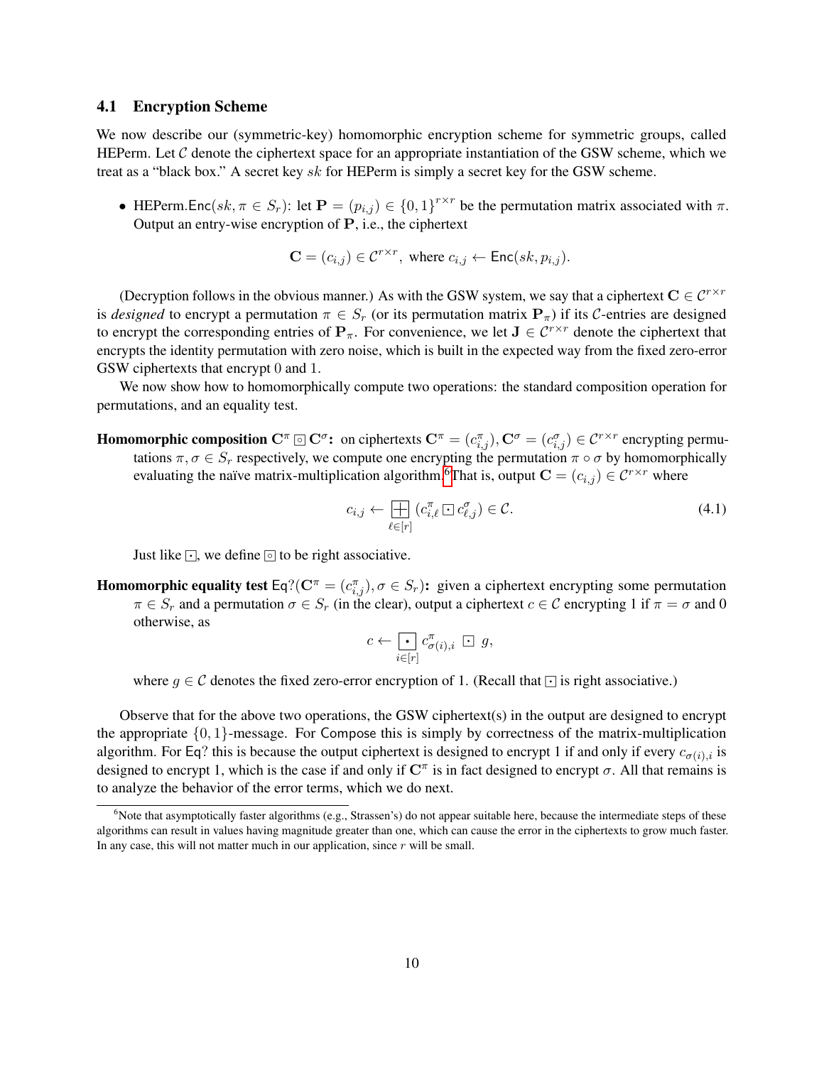### 4.1 Encryption Scheme

We now describe our (symmetric-key) homomorphic encryption scheme for symmetric groups, called HEPerm. Let $\mathcal{C}$ denote the ciphertext space for an appropriate instantiation of the GSW scheme, which we treat as a "black box." A secret key $sk$ for HEPerm is simply a secret key for the GSW scheme.

- HEPerm.$\mathsf{Enc}(sk, \pi \in S_r)$: let $\mathbf{P} = (p_{i,j}) \in \{0,1\}^{r \times r}$ be the permutation matrix associated with $\pi$. Output an entry-wise encryption of $\mathbf{P}$, i.e., the ciphertext

$$\mathbf{C} = (c_{i,j}) \in \mathcal{C}^{r \times r}, \text{ where } c_{i,j} \leftarrow \mathsf{Enc}(sk, p_{i,j}).$$

(Decryption follows in the obvious manner.) As with the GSW system, we say that a ciphertext $\mathbf{C} \in \mathcal{C}^{r \times r}$ is *designed* to encrypt a permutation $\pi \in S_r$ (or its permutation matrix $\mathbf{P}_\pi$) if its $\mathcal{C}$-entries are designed to encrypt the corresponding entries of $\mathbf{P}_\pi$. For convenience, we let $\mathbf{J} \in \mathcal{C}^{r \times r}$ denote the ciphertext that encrypts the identity permutation with zero noise, which is built in the expected way from the fixed zero-error GSW ciphertexts that encrypt 0 and 1.

We now show how to homomorphically compute two operations: the standard composition operation for permutations, and an equality test.

**Homomorphic composition $\mathbf{C}^\pi \boxcircle \mathbf{C}^\sigma$:** on ciphertexts $\mathbf{C}^\pi = (c^\pi_{i,j}), \mathbf{C}^\sigma = (c^\sigma_{i,j}) \in \mathcal{C}^{r \times r}$ encrypting permutations $\pi, \sigma \in S_r$ respectively, we compute one encrypting the permutation $\pi \circ \sigma$ by homomorphically evaluating the naïve matrix-multiplication algorithm.[6] That is, output $\mathbf{C} = (c_{i,j}) \in \mathcal{C}^{r \times r}$ where

$$c_{i,j} \leftarrow \boxplus_{\ell \in [r]} (c^\pi_{i,\ell} \boxdot c^\sigma_{\ell,j}) \in \mathcal{C}. \tag{4.1}$$

Just like $\boxdot$, we define $\boxcircle$ to be right associative.

**Homomorphic equality test $\mathsf{Eq?}(\mathbf{C}^\pi = (c^\pi_{i,j}), \sigma \in S_r)$:** given a ciphertext encrypting some permutation $\pi \in S_r$ and a permutation $\sigma \in S_r$ (in the clear), output a ciphertext $c \in \mathcal{C}$ encrypting 1 if $\pi = \sigma$ and 0 otherwise, as

$$c \leftarrow \boxdot_{i \in [r]} c^\pi_{\sigma(i),i} \boxdot g,$$

where $g \in \mathcal{C}$ denotes the fixed zero-error encryption of 1. (Recall that $\boxdot$ is right associative.)

Observe that for the above two operations, the GSW ciphertext(s) in the output are designed to encrypt the appropriate $\{0,1\}$-message. For Compose this is simply by correctness of the matrix-multiplication algorithm. For $\mathsf{Eq?}$ this is because the output ciphertext is designed to encrypt 1 if and only if every $c_{\sigma(i),i}$ is designed to encrypt 1, which is the case if and only if $\mathbf{C}^\pi$ is in fact designed to encrypt $\sigma$. All that remains is to analyze the behavior of the error terms, which we do next.

[6] Note that asymptotically faster algorithms (e.g., Strassen's) do not appear suitable here, because the intermediate steps of these algorithms can result in values having magnitude greater than one, which can cause the error in the ciphertexts to grow much faster. In any case, this will not matter much in our application, since $r$ will be small.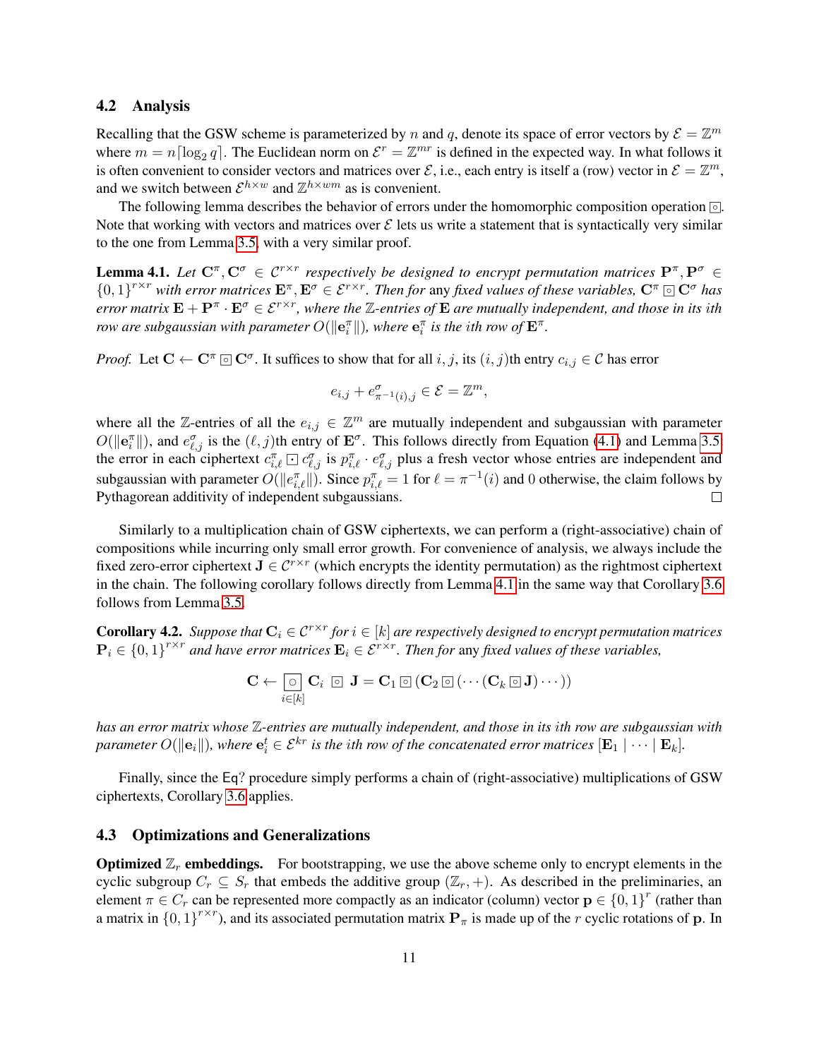### 4.2 Analysis

Recalling that the GSW scheme is parameterized by $n$ and $q$, denote its space of error vectors by $\mathcal{E} = \mathbb{Z}^m$ where $m = n\lceil \log_2 q \rceil$. The Euclidean norm on $\mathcal{E}^r = \mathbb{Z}^{mr}$ is defined in the expected way. In what follows it is often convenient to consider vectors and matrices over $\mathcal{E}$, i.e., each entry is itself a (row) vector in $\mathcal{E} = \mathbb{Z}^m$, and we switch between $\mathcal{E}^{h \times w}$ and $\mathbb{Z}^{h \times wm}$ as is convenient.

The following lemma describes the behavior of errors under the homomorphic composition operation $\boxdot$. Note that working with vectors and matrices over $\mathcal{E}$ lets us write a statement that is syntactically very similar to the one from Lemma 3.5, with a very similar proof.

**Lemma 4.1.** *Let $\mathbf{C}^\pi, \mathbf{C}^\sigma \in \mathcal{C}^{r \times r}$ respectively be designed to encrypt permutation matrices $\mathbf{P}^\pi, \mathbf{P}^\sigma \in \{0,1\}^{r \times r}$ with error matrices $\mathbf{E}^\pi, \mathbf{E}^\sigma \in \mathcal{E}^{r \times r}$. Then for* any *fixed values of these variables, $\mathbf{C}^\pi \boxdot \mathbf{C}^\sigma$ has error matrix $\mathbf{E} + \mathbf{P}^\pi \cdot \mathbf{E}^\sigma \in \mathcal{E}^{r \times r}$, where the $\mathbb{Z}$-entries of $\mathbf{E}$ are mutually independent, and those in its $i$th row are subgaussian with parameter $O(\|\mathbf{e}_i^\pi\|)$, where $\mathbf{e}_i^\pi$ is the $i$th row of $\mathbf{E}^\pi$.*

*Proof.* Let $\mathbf{C} \leftarrow \mathbf{C}^\pi \boxdot \mathbf{C}^\sigma$. It suffices to show that for all $i, j$, its $(i,j)$th entry $c_{i,j} \in \mathcal{C}$ has error

$$e_{i,j} + e^\sigma_{\pi^{-1}(i),j} \in \mathcal{E} = \mathbb{Z}^m,$$

where all the $\mathbb{Z}$-entries of all the $e_{i,j} \in \mathbb{Z}^m$ are mutually independent and subgaussian with parameter $O(\|\mathbf{e}_i^\pi\|)$, and $e^\sigma_{\ell,j}$ is the $(\ell,j)$th entry of $\mathbf{E}^\sigma$. This follows directly from Equation (4.1) and Lemma 3.5: the error in each ciphertext $c^\pi_{i,\ell} \boxdot c^\sigma_{\ell,j}$ is $p^\pi_{i,\ell} \cdot e^\sigma_{\ell,j}$ plus a fresh vector whose entries are independent and subgaussian with parameter $O(\|e^\pi_{i,\ell}\|)$. Since $p^\pi_{i,\ell} = 1$ for $\ell = \pi^{-1}(i)$ and $0$ otherwise, the claim follows by Pythagorean additivity of independent subgaussians. □

Similarly to a multiplication chain of GSW ciphertexts, we can perform a (right-associative) chain of compositions while incurring only small error growth. For convenience of analysis, we always include the fixed zero-error ciphertext $\mathbf{J} \in \mathcal{C}^{r \times r}$ (which encrypts the identity permutation) as the rightmost ciphertext in the chain. The following corollary follows directly from Lemma 4.1 in the same way that Corollary 3.6 follows from Lemma 3.5.

**Corollary 4.2.** *Suppose that $\mathbf{C}_i \in \mathcal{C}^{r \times r}$ for $i \in [k]$ are respectively designed to encrypt permutation matrices $\mathbf{P}_i \in \{0,1\}^{r \times r}$ and have error matrices $\mathbf{E}_i \in \mathcal{E}^{r \times r}$. Then for* any *fixed values of these variables,*

$$\mathbf{C} \leftarrow \boxed{\circ}_{i \in [k]} \mathbf{C}_i \boxdot \mathbf{J} = \mathbf{C}_1 \boxdot (\mathbf{C}_2 \boxdot (\cdots (\mathbf{C}_k \boxdot \mathbf{J}) \cdots))$$

*has an error matrix whose $\mathbb{Z}$-entries are mutually independent, and those in its $i$th row are subgaussian with parameter $O(\|\mathbf{e}_i\|)$, where $\mathbf{e}_i^t \in \mathcal{E}^{kr}$ is the $i$th row of the concatenated error matrices $[\mathbf{E}_1 \mid \cdots \mid \mathbf{E}_k]$.*

Finally, since the $\mathsf{Eq?}$ procedure simply performs a chain of (right-associative) multiplications of GSW ciphertexts, Corollary 3.6 applies.

### 4.3 Optimizations and Generalizations

**Optimized $\mathbb{Z}_r$ embeddings.** For bootstrapping, we use the above scheme only to encrypt elements in the cyclic subgroup $C_r \subseteq S_r$ that embeds the additive group $(\mathbb{Z}_r, +)$. As described in the preliminaries, an element $\pi \in C_r$ can be represented more compactly as an indicator (column) vector $\mathbf{p} \in \{0,1\}^r$ (rather than a matrix in $\{0,1\}^{r \times r}$), and its associated permutation matrix $\mathbf{P}_\pi$ is made up of the $r$ cyclic rotations of $\mathbf{p}$. In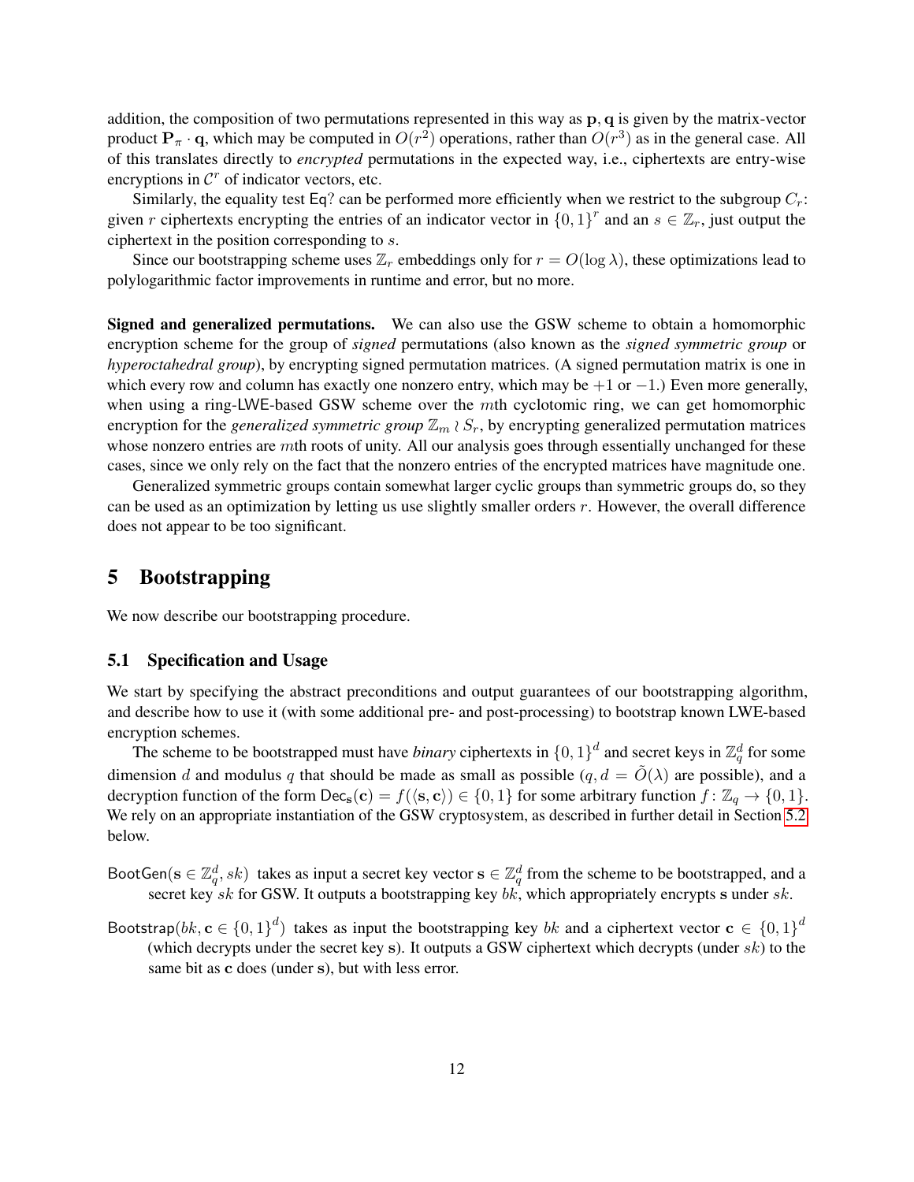addition, the composition of two permutations represented in this way as $\mathbf{p}, \mathbf{q}$ is given by the matrix-vector product $\mathbf{P}_\pi \cdot \mathbf{q}$, which may be computed in $O(r^2)$ operations, rather than $O(r^3)$ as in the general case. All of this translates directly to *encrypted* permutations in the expected way, i.e., ciphertexts are entry-wise encryptions in $\mathcal{C}^r$ of indicator vectors, etc.

Similarly, the equality test $\mathsf{Eq?}$ can be performed more efficiently when we restrict to the subgroup $C_r$: given $r$ ciphertexts encrypting the entries of an indicator vector in $\{0,1\}^r$ and an $s \in \mathbb{Z}_r$, just output the ciphertext in the position corresponding to $s$.

Since our bootstrapping scheme uses $\mathbb{Z}_r$ embeddings only for $r = O(\log \lambda)$, these optimizations lead to polylogarithmic factor improvements in runtime and error, but no more.

**Signed and generalized permutations.** We can also use the GSW scheme to obtain a homomorphic encryption scheme for the group of *signed* permutations (also known as the *signed symmetric group* or *hyperoctahedral group*), by encrypting signed permutation matrices. (A signed permutation matrix is one in which every row and column has exactly one nonzero entry, which may be $+1$ or $-1$.) Even more generally, when using a ring-LWE-based GSW scheme over the $m$th cyclotomic ring, we can get homomorphic encryption for the *generalized symmetric group* $\mathbb{Z}_m \wr S_r$, by encrypting generalized permutation matrices whose nonzero entries are $m$th roots of unity. All our analysis goes through essentially unchanged for these cases, since we only rely on the fact that the nonzero entries of the encrypted matrices have magnitude one.

Generalized symmetric groups contain somewhat larger cyclic groups than symmetric groups do, so they can be used as an optimization by letting us use slightly smaller orders $r$. However, the overall difference does not appear to be too significant.

# 5 Bootstrapping

We now describe our bootstrapping procedure.

## 5.1 Specification and Usage

We start by specifying the abstract preconditions and output guarantees of our bootstrapping algorithm, and describe how to use it (with some additional pre- and post-processing) to bootstrap known LWE-based encryption schemes.

The scheme to be bootstrapped must have *binary* ciphertexts in $\{0,1\}^d$ and secret keys in $\mathbb{Z}_q^d$ for some dimension $d$ and modulus $q$ that should be made as small as possible ($q, d = \tilde{O}(\lambda)$ are possible), and a decryption function of the form $\mathsf{Dec}_{\mathbf{s}}(\mathbf{c}) = f(\langle \mathbf{s}, \mathbf{c} \rangle) \in \{0,1\}$ for some arbitrary function $f \colon \mathbb{Z}_q \to \{0,1\}$. We rely on an appropriate instantiation of the GSW cryptosystem, as described in further detail in Section 5.2 below.

$\mathsf{BootGen}(\mathbf{s} \in \mathbb{Z}_q^d, sk)$ takes as input a secret key vector $\mathbf{s} \in \mathbb{Z}_q^d$ from the scheme to be bootstrapped, and a secret key $sk$ for GSW. It outputs a bootstrapping key $bk$, which appropriately encrypts $\mathbf{s}$ under $sk$.

$\mathsf{Bootstrap}(bk, \mathbf{c} \in \{0,1\}^d)$ takes as input the bootstrapping key $bk$ and a ciphertext vector $\mathbf{c} \in \{0,1\}^d$ (which decrypts under the secret key $\mathbf{s}$). It outputs a GSW ciphertext which decrypts (under $sk$) to the same bit as $\mathbf{c}$ does (under $\mathbf{s}$), but with less error.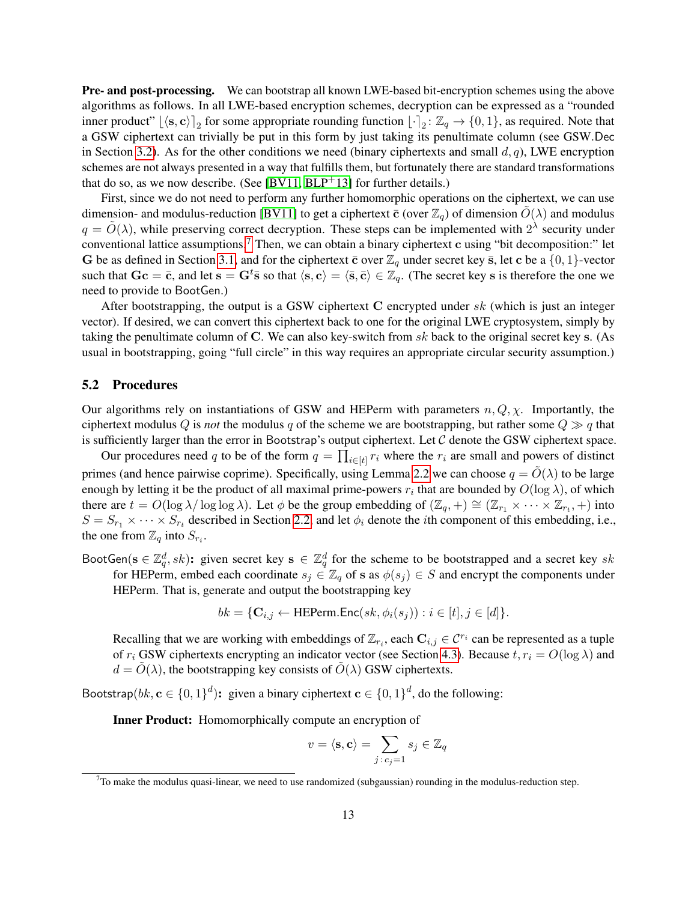**Pre- and post-processing.** We can bootstrap all known LWE-based bit-encryption schemes using the above algorithms as follows. In all LWE-based encryption schemes, decryption can be expressed as a "rounded inner product" $\lfloor \langle \mathbf{s}, \mathbf{c} \rangle \rceil_2$ for some appropriate rounding function $\lfloor \cdot \rceil_2 \colon \mathbb{Z}_q \to \{0,1\}$, as required. Note that a GSW ciphertext can trivially be put in this form by just taking its penultimate column (see GSW.Dec in Section 3.2). As for the other conditions we need (binary ciphertexts and small $d, q$), LWE encryption schemes are not always presented in a way that fulfills them, but fortunately there are standard transformations that do so, as we now describe. (See [BV11, BLP+13] for further details.)

First, since we do not need to perform any further homomorphic operations on the ciphertext, we can use dimension- and modulus-reduction [BV11] to get a ciphertext $\bar{\mathbf{c}}$ (over $\mathbb{Z}_q$) of dimension $\tilde{O}(\lambda)$ and modulus $q = \tilde{O}(\lambda)$, while preserving correct decryption. These steps can be implemented with $2^{\lambda}$ security under conventional lattice assumptions.[7] Then, we can obtain a binary ciphertext $\mathbf{c}$ using "bit decomposition:" let $\mathbf{G}$ be as defined in Section 3.1, and for the ciphertext $\bar{\mathbf{c}}$ over $\mathbb{Z}_q$ under secret key $\bar{\mathbf{s}}$, let $\mathbf{c}$ be a $\{0,1\}$-vector such that $\mathbf{G}\mathbf{c} = \bar{\mathbf{c}}$, and let $\mathbf{s} = \mathbf{G}^t \bar{\mathbf{s}}$ so that $\langle \mathbf{s}, \mathbf{c} \rangle = \langle \bar{\mathbf{s}}, \bar{\mathbf{c}} \rangle \in \mathbb{Z}_q$. (The secret key $\mathbf{s}$ is therefore the one we need to provide to BootGen.)

After bootstrapping, the output is a GSW ciphertext $\mathbf{C}$ encrypted under $sk$ (which is just an integer vector). If desired, we can convert this ciphertext back to one for the original LWE cryptosystem, simply by taking the penultimate column of $\mathbf{C}$. We can also key-switch from $sk$ back to the original secret key $\mathbf{s}$. (As usual in bootstrapping, going "full circle" in this way requires an appropriate circular security assumption.)

## 5.2 Procedures

Our algorithms rely on instantiations of GSW and HEPerm with parameters $n, Q, \chi$. Importantly, the ciphertext modulus $Q$ is *not* the modulus $q$ of the scheme we are bootstrapping, but rather some $Q \gg q$ that is sufficiently larger than the error in Bootstrap's output ciphertext. Let $\mathcal{C}$ denote the GSW ciphertext space.

Our procedures need $q$ to be of the form $q = \prod_{i \in [t]} r_i$ where the $r_i$ are small and powers of distinct primes (and hence pairwise coprime). Specifically, using Lemma 2.2 we can choose $q = \tilde{O}(\lambda)$ to be large enough by letting it be the product of all maximal prime-powers $r_i$ that are bounded by $O(\log \lambda)$, of which there are $t = O(\log \lambda / \log \log \lambda)$. Let $\phi$ be the group embedding of $(\mathbb{Z}_q, +) \cong (\mathbb{Z}_{r_1} \times \cdots \times \mathbb{Z}_{r_t}, +)$ into $S = S_{r_1} \times \cdots \times S_{r_t}$ described in Section 2.2, and let $\phi_i$ denote the $i$th component of this embedding, i.e., the one from $\mathbb{Z}_q$ into $S_{r_i}$.

BootGen($\mathbf{s} \in \mathbb{Z}_q^d, sk$)**:** given secret key $\mathbf{s} \in \mathbb{Z}_q^d$ for the scheme to be bootstrapped and a secret key $sk$ for HEPerm, embed each coordinate $s_j \in \mathbb{Z}_q$ of $\mathbf{s}$ as $\phi(s_j) \in S$ and encrypt the components under HEPerm. That is, generate and output the bootstrapping key

$$bk = \{\mathbf{C}_{i,j} \leftarrow \text{HEPerm.Enc}(sk, \phi_i(s_j)) : i \in [t], j \in [d]\}.$$

Recalling that we are working with embeddings of $\mathbb{Z}_{r_i}$, each $\mathbf{C}_{i,j} \in \mathcal{C}^{r_i}$ can be represented as a tuple of $r_i$ GSW ciphertexts encrypting an indicator vector (see Section 4.3). Because $t, r_i = O(\log \lambda)$ and $d = \tilde{O}(\lambda)$, the bootstrapping key consists of $\tilde{O}(\lambda)$ GSW ciphertexts.

Bootstrap($bk, \mathbf{c} \in \{0,1\}^d$)**:** given a binary ciphertext $\mathbf{c} \in \{0,1\}^d$, do the following:

**Inner Product:** Homomorphically compute an encryption of

$$v = \langle \mathbf{s}, \mathbf{c} \rangle = \sum_{j \,:\, c_j = 1} s_j \in \mathbb{Z}_q$$

[7] To make the modulus quasi-linear, we need to use randomized (subgaussian) rounding in the modulus-reduction step.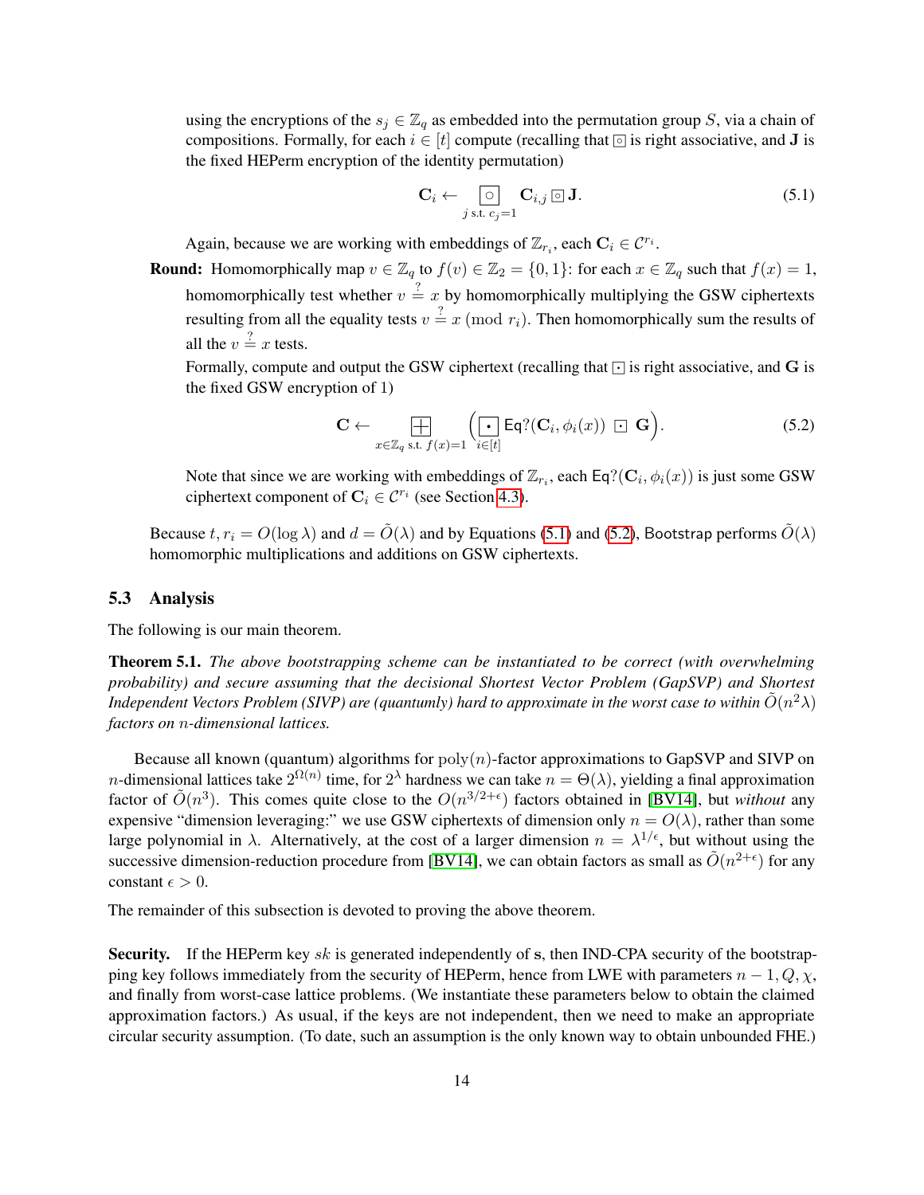using the encryptions of the $s_j \in \mathbb{Z}_q$ as embedded into the permutation group $S$, via a chain of compositions. Formally, for each $i \in [t]$ compute (recalling that $\boxdot$ is right associative, and $\mathbf{J}$ is the fixed HEPerm encryption of the identity permutation)

$$\mathbf{C}_i \leftarrow \underset{j \text{ s.t. } c_j=1}{\boxed{\circ}} \mathbf{C}_{i,j} \boxdot \mathbf{J}. \tag{5.1}$$

Again, because we are working with embeddings of $\mathbb{Z}_{r_i}$, each $\mathbf{C}_i \in \mathcal{C}^{r_i}$.

**Round:** Homomorphically map $v \in \mathbb{Z}_q$ to $f(v) \in \mathbb{Z}_2 = \{0,1\}$: for each $x \in \mathbb{Z}_q$ such that $f(x) = 1$, homomorphically test whether $v \stackrel{?}{=} x$ by homomorphically multiplying the GSW ciphertexts resulting from all the equality tests $v \stackrel{?}{=} x \pmod{r_i}$. Then homomorphically sum the results of all the $v \stackrel{?}{=} x$ tests.

Formally, compute and output the GSW ciphertext (recalling that $\boxdot$ is right associative, and $\mathbf{G}$ is the fixed GSW encryption of 1)

$$\mathbf{C} \leftarrow \underset{x \in \mathbb{Z}_q \text{ s.t. } f(x)=1}{\boxplus} \Big( \underset{i \in [t]}{\boxdot} \mathsf{Eq?}(\mathbf{C}_i, \phi_i(x)) \boxdot \mathbf{G} \Big). \tag{5.2}$$

Note that since we are working with embeddings of $\mathbb{Z}_{r_i}$, each $\mathsf{Eq?}(\mathbf{C}_i, \phi_i(x))$ is just some GSW ciphertext component of $\mathbf{C}_i \in \mathcal{C}^{r_i}$ (see Section 4.3).

Because $t, r_i = O(\log \lambda)$ and $d = \tilde{O}(\lambda)$ and by Equations (5.1) and (5.2), Bootstrap performs $\tilde{O}(\lambda)$ homomorphic multiplications and additions on GSW ciphertexts.

### 5.3 Analysis

The following is our main theorem.

**Theorem 5.1.** *The above bootstrapping scheme can be instantiated to be correct (with overwhelming probability) and secure assuming that the decisional Shortest Vector Problem (GapSVP) and Shortest Independent Vectors Problem (SIVP) are (quantumly) hard to approximate in the worst case to within $\tilde{O}(n^2\lambda)$ factors on $n$-dimensional lattices.*

Because all known (quantum) algorithms for $\text{poly}(n)$-factor approximations to GapSVP and SIVP on $n$-dimensional lattices take $2^{\Omega(n)}$ time, for $2^\lambda$ hardness we can take $n = \Theta(\lambda)$, yielding a final approximation factor of $\tilde{O}(n^3)$. This comes quite close to the $O(n^{3/2+\epsilon})$ factors obtained in [BV14], but *without* any expensive "dimension leveraging:" we use GSW ciphertexts of dimension only $n = O(\lambda)$, rather than some large polynomial in $\lambda$. Alternatively, at the cost of a larger dimension $n = \lambda^{1/\epsilon}$, but without using the successive dimension-reduction procedure from [BV14], we can obtain factors as small as $\tilde{O}(n^{2+\epsilon})$ for any constant $\epsilon > 0$.

The remainder of this subsection is devoted to proving the above theorem.

**Security.** If the HEPerm key $sk$ is generated independently of $\mathbf{s}$, then IND-CPA security of the bootstrapping key follows immediately from the security of HEPerm, hence from LWE with parameters $n-1, Q, \chi$, and finally from worst-case lattice problems. (We instantiate these parameters below to obtain the claimed approximation factors.) As usual, if the keys are not independent, then we need to make an appropriate circular security assumption. (To date, such an assumption is the only known way to obtain unbounded FHE.)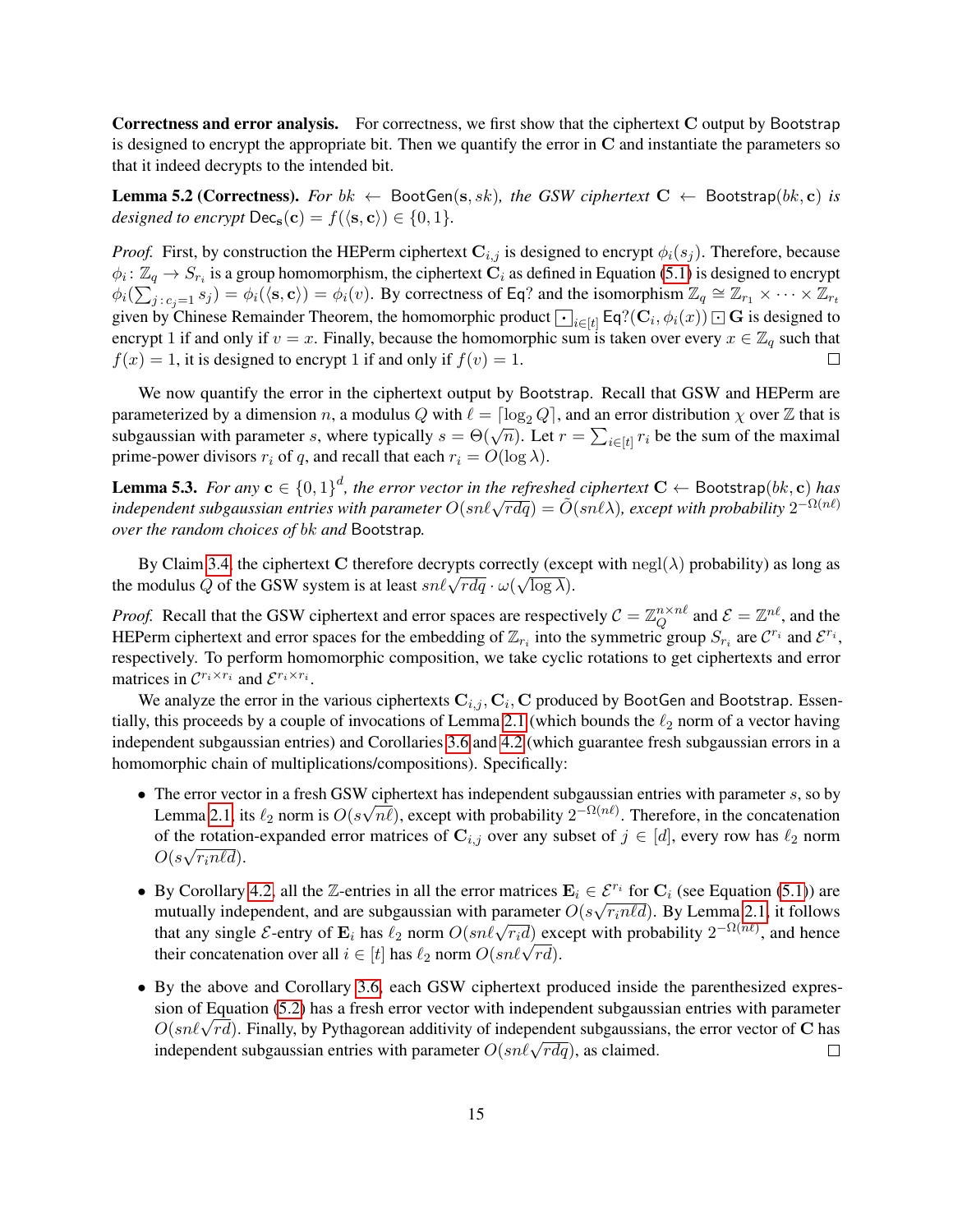**Correctness and error analysis.** For correctness, we first show that the ciphertext $\mathbf{C}$ output by Bootstrap is designed to encrypt the appropriate bit. Then we quantify the error in $\mathbf{C}$ and instantiate the parameters so that it indeed decrypts to the intended bit.

**Lemma 5.2 (Correctness).** *For $bk \leftarrow$ BootGen$(\mathbf{s}, sk)$, the GSW ciphertext $\mathbf{C} \leftarrow$ Bootstrap$(bk, \mathbf{c})$ is designed to encrypt* $\mathsf{Dec}_\mathbf{s}(\mathbf{c}) = f(\langle \mathbf{s}, \mathbf{c} \rangle) \in \{0, 1\}$.

*Proof.* First, by construction the HEPerm ciphertext $\mathbf{C}_{i,j}$ is designed to encrypt $\phi_i(s_j)$. Therefore, because $\phi_i \colon \mathbb{Z}_q \to S_{r_i}$ is a group homomorphism, the ciphertext $\mathbf{C}_i$ as defined in Equation (5.1) is designed to encrypt $\phi_i(\sum_{j : c_j = 1} s_j) = \phi_i(\langle \mathbf{s}, \mathbf{c} \rangle) = \phi_i(v)$. By correctness of Eq? and the isomorphism $\mathbb{Z}_q \cong \mathbb{Z}_{r_1} \times \cdots \times \mathbb{Z}_{r_t}$ given by Chinese Remainder Theorem, the homomorphic product $\boxdot_{i \in [t]} \mathsf{Eq?}(\mathbf{C}_i, \phi_i(x)) \boxdot \mathbf{G}$ is designed to encrypt 1 if and only if $v = x$. Finally, because the homomorphic sum is taken over every $x \in \mathbb{Z}_q$ such that $f(x) = 1$, it is designed to encrypt 1 if and only if $f(v) = 1$. $\square$

We now quantify the error in the ciphertext output by Bootstrap. Recall that GSW and HEPerm are parameterized by a dimension $n$, a modulus $Q$ with $\ell = \lceil \log_2 Q \rceil$, and an error distribution $\chi$ over $\mathbb{Z}$ that is subgaussian with parameter $s$, where typically $s = \Theta(\sqrt{n})$. Let $r = \sum_{i \in [t]} r_i$ be the sum of the maximal prime-power divisors $r_i$ of $q$, and recall that each $r_i = O(\log \lambda)$.

**Lemma 5.3.** *For any $\mathbf{c} \in \{0,1\}^d$, the error vector in the refreshed ciphertext $\mathbf{C} \leftarrow$ Bootstrap$(bk, \mathbf{c})$ has independent subgaussian entries with parameter $O(sn\ell\sqrt{rdq}) = \tilde{O}(sn\ell\lambda)$, except with probability $2^{-\Omega(n\ell)}$ over the random choices of $bk$ and* Bootstrap.

By Claim 3.4, the ciphertext $\mathbf{C}$ therefore decrypts correctly (except with $\operatorname{negl}(\lambda)$ probability) as long as the modulus $Q$ of the GSW system is at least $sn\ell\sqrt{rdq} \cdot \omega(\sqrt{\log \lambda})$.

*Proof.* Recall that the GSW ciphertext and error spaces are respectively $\mathcal{C} = \mathbb{Z}_Q^{n \times n\ell}$ and $\mathcal{E} = \mathbb{Z}^{n\ell}$, and the HEPerm ciphertext and error spaces for the embedding of $\mathbb{Z}_{r_i}$ into the symmetric group $S_{r_i}$ are $\mathcal{C}^{r_i}$ and $\mathcal{E}^{r_i}$, respectively. To perform homomorphic composition, we take cyclic rotations to get ciphertexts and error matrices in $\mathcal{C}^{r_i \times r_i}$ and $\mathcal{E}^{r_i \times r_i}$.

We analyze the error in the various ciphertexts $\mathbf{C}_{i,j}, \mathbf{C}_i, \mathbf{C}$ produced by BootGen and Bootstrap. Essentially, this proceeds by a couple of invocations of Lemma 2.1 (which bounds the $\ell_2$ norm of a vector having independent subgaussian entries) and Corollaries 3.6 and 4.2 (which guarantee fresh subgaussian errors in a homomorphic chain of multiplications/compositions). Specifically:

- The error vector in a fresh GSW ciphertext has independent subgaussian entries with parameter $s$, so by Lemma 2.1, its $\ell_2$ norm is $O(s\sqrt{n\ell})$, except with probability $2^{-\Omega(n\ell)}$. Therefore, in the concatenation of the rotation-expanded error matrices of $\mathbf{C}_{i,j}$ over any subset of $j \in [d]$, every row has $\ell_2$ norm $O(s\sqrt{r_i n\ell d})$.
- By Corollary 4.2, all the $\mathbb{Z}$-entries in all the error matrices $\mathbf{E}_i \in \mathcal{E}^{r_i}$ for $\mathbf{C}_i$ (see Equation (5.1)) are mutually independent, and are subgaussian with parameter $O(s\sqrt{r_i n\ell d})$. By Lemma 2.1, it follows that any single $\mathcal{E}$-entry of $\mathbf{E}_i$ has $\ell_2$ norm $O(sn\ell\sqrt{r_i d})$ except with probability $2^{-\Omega(n\ell)}$, and hence their concatenation over all $i \in [t]$ has $\ell_2$ norm $O(sn\ell\sqrt{rd})$.
- By the above and Corollary 3.6, each GSW ciphertext produced inside the parenthesized expression of Equation (5.2) has a fresh error vector with independent subgaussian entries with parameter $O(sn\ell\sqrt{rd})$. Finally, by Pythagorean additivity of independent subgaussians, the error vector of $\mathbf{C}$ has independent subgaussian entries with parameter $O(sn\ell\sqrt{rdq})$, as claimed. $\square$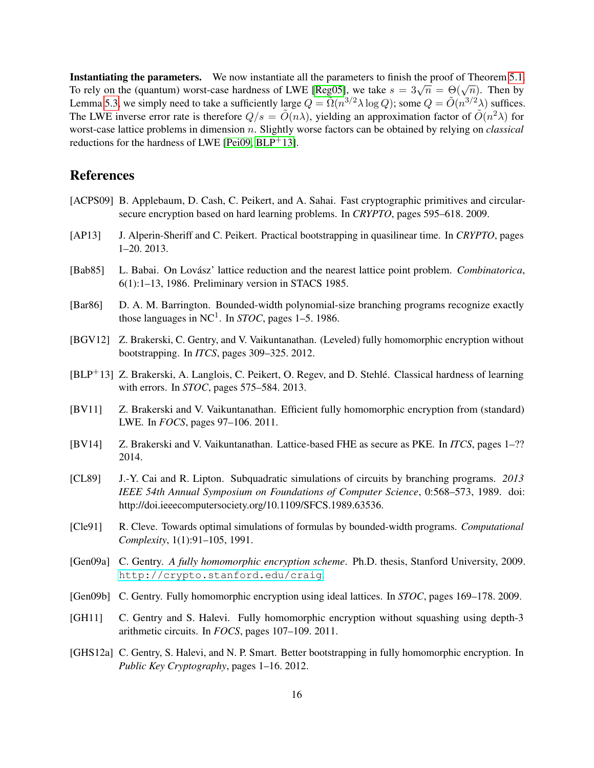**Instantiating the parameters.** We now instantiate all the parameters to finish the proof of Theorem 5.1. To rely on the (quantum) worst-case hardness of LWE [Reg05], we take $s = 3\sqrt{n} = \Theta(\sqrt{n})$. Then by Lemma 5.3, we simply need to take a sufficiently large $Q = \tilde{\Omega}(n^{3/2}\lambda \log Q)$; some $Q = \tilde{O}(n^{3/2}\lambda)$ suffices. The LWE inverse error rate is therefore $Q/s = \tilde{O}(n\lambda)$, yielding an approximation factor of $\tilde{O}(n^2\lambda)$ for worst-case lattice problems in dimension $n$. Slightly worse factors can be obtained by relying on *classical* reductions for the hardness of LWE [Pei09, BLP+13].

# References

[ACPS09] B. Applebaum, D. Cash, C. Peikert, and A. Sahai. Fast cryptographic primitives and circular-secure encryption based on hard learning problems. In *CRYPTO*, pages 595–618. 2009.

[AP13] J. Alperin-Sheriff and C. Peikert. Practical bootstrapping in quasilinear time. In *CRYPTO*, pages 1–20. 2013.

[Bab85] L. Babai. On Lovász' lattice reduction and the nearest lattice point problem. *Combinatorica*, 6(1):1–13, 1986. Preliminary version in STACS 1985.

[Bar86] D. A. M. Barrington. Bounded-width polynomial-size branching programs recognize exactly those languages in $NC^1$. In *STOC*, pages 1–5. 1986.

[BGV12] Z. Brakerski, C. Gentry, and V. Vaikuntanathan. (Leveled) fully homomorphic encryption without bootstrapping. In *ITCS*, pages 309–325. 2012.

[BLP+13] Z. Brakerski, A. Langlois, C. Peikert, O. Regev, and D. Stehlé. Classical hardness of learning with errors. In *STOC*, pages 575–584. 2013.

[BV11] Z. Brakerski and V. Vaikuntanathan. Efficient fully homomorphic encryption from (standard) LWE. In *FOCS*, pages 97–106. 2011.

[BV14] Z. Brakerski and V. Vaikuntanathan. Lattice-based FHE as secure as PKE. In *ITCS*, pages 1–?? 2014.

[CL89] J.-Y. Cai and R. Lipton. Subquadratic simulations of circuits by branching programs. *2013 IEEE 54th Annual Symposium on Foundations of Computer Science*, 0:568–573, 1989. doi: http://doi.ieeecomputersociety.org/10.1109/SFCS.1989.63536.

[Cle91] R. Cleve. Towards optimal simulations of formulas by bounded-width programs. *Computational Complexity*, 1(1):91–105, 1991.

[Gen09a] C. Gentry. *A fully homomorphic encryption scheme*. Ph.D. thesis, Stanford University, 2009. http://crypto.stanford.edu/craig.

[Gen09b] C. Gentry. Fully homomorphic encryption using ideal lattices. In *STOC*, pages 169–178. 2009.

[GH11] C. Gentry and S. Halevi. Fully homomorphic encryption without squashing using depth-3 arithmetic circuits. In *FOCS*, pages 107–109. 2011.

[GHS12a] C. Gentry, S. Halevi, and N. P. Smart. Better bootstrapping in fully homomorphic encryption. In *Public Key Cryptography*, pages 1–16. 2012.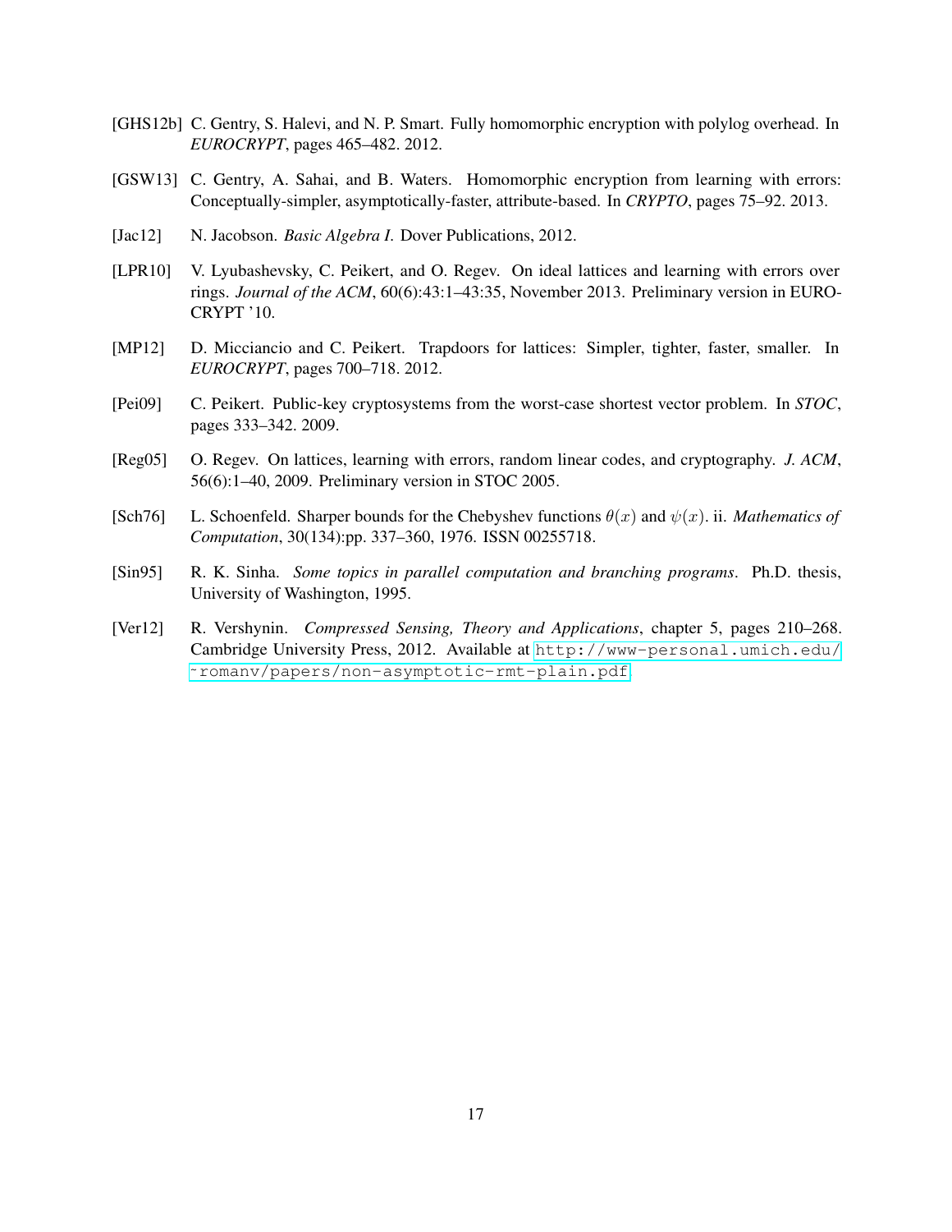[GHS12b] C. Gentry, S. Halevi, and N. P. Smart. Fully homomorphic encryption with polylog overhead. In *EUROCRYPT*, pages 465–482. 2012.

[GSW13] C. Gentry, A. Sahai, and B. Waters. Homomorphic encryption from learning with errors: Conceptually-simpler, asymptotically-faster, attribute-based. In *CRYPTO*, pages 75–92. 2013.

[Jac12] N. Jacobson. *Basic Algebra I*. Dover Publications, 2012.

[LPR10] V. Lyubashevsky, C. Peikert, and O. Regev. On ideal lattices and learning with errors over rings. *Journal of the ACM*, 60(6):43:1–43:35, November 2013. Preliminary version in EUROCRYPT '10.

[MP12] D. Micciancio and C. Peikert. Trapdoors for lattices: Simpler, tighter, faster, smaller. In *EUROCRYPT*, pages 700–718. 2012.

[Pei09] C. Peikert. Public-key cryptosystems from the worst-case shortest vector problem. In *STOC*, pages 333–342. 2009.

[Reg05] O. Regev. On lattices, learning with errors, random linear codes, and cryptography. *J. ACM*, 56(6):1–40, 2009. Preliminary version in STOC 2005.

[Sch76] L. Schoenfeld. Sharper bounds for the Chebyshev functions $\theta(x)$ and $\psi(x)$. ii. *Mathematics of Computation*, 30(134):pp. 337–360, 1976. ISSN 00255718.

[Sin95] R. K. Sinha. *Some topics in parallel computation and branching programs*. Ph.D. thesis, University of Washington, 1995.

[Ver12] R. Vershynin. *Compressed Sensing, Theory and Applications*, chapter 5, pages 210–268. Cambridge University Press, 2012. Available at http://www-personal.umich.edu/~romanv/papers/non-asymptotic-rmt-plain.pdf.